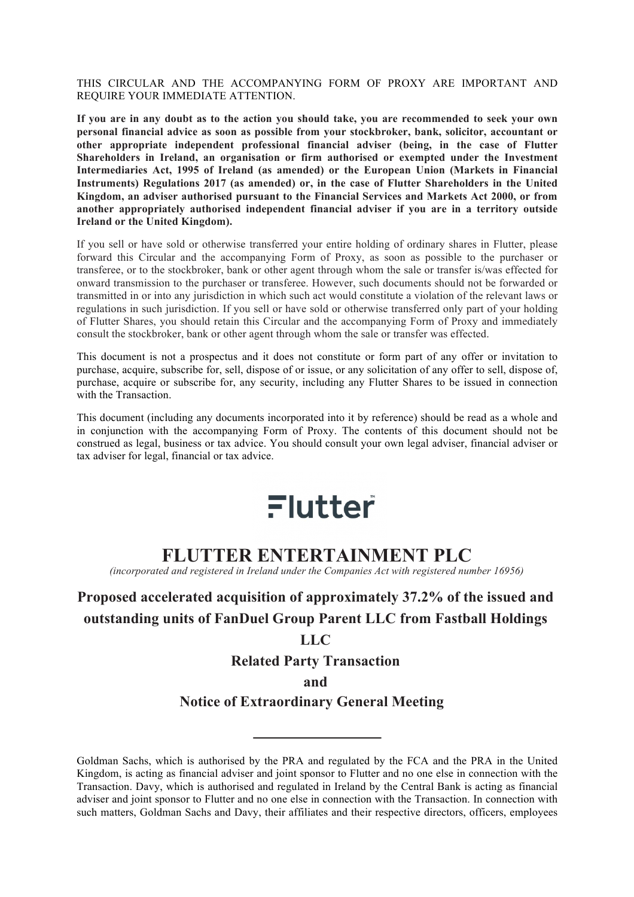THIS CIRCULAR AND THE ACCOMPANYING FORM OF PROXY ARE IMPORTANT AND REQUIRE YOUR IMMEDIATE ATTENTION.

**If you are in any doubt as to the action you should take, you are recommended to seek your own personal financial advice as soon as possible from your stockbroker, bank, solicitor, accountant or other appropriate independent professional financial adviser (being, in the case of Flutter Shareholders in Ireland, an organisation or firm authorised or exempted under the Investment Intermediaries Act, 1995 of Ireland (as amended) or the European Union (Markets in Financial Instruments) Regulations 2017 (as amended) or, in the case of Flutter Shareholders in the United Kingdom, an adviser authorised pursuant to the Financial Services and Markets Act 2000, or from another appropriately authorised independent financial adviser if you are in a territory outside Ireland or the United Kingdom).**

If you sell or have sold or otherwise transferred your entire holding of ordinary shares in Flutter, please forward this Circular and the accompanying Form of Proxy, as soon as possible to the purchaser or transferee, or to the stockbroker, bank or other agent through whom the sale or transfer is/was effected for onward transmission to the purchaser or transferee. However, such documents should not be forwarded or transmitted in or into any jurisdiction in which such act would constitute a violation of the relevant laws or regulations in such jurisdiction. If you sell or have sold or otherwise transferred only part of your holding of Flutter Shares, you should retain this Circular and the accompanying Form of Proxy and immediately consult the stockbroker, bank or other agent through whom the sale or transfer was effected.

This document is not a prospectus and it does not constitute or form part of any offer or invitation to purchase, acquire, subscribe for, sell, dispose of or issue, or any solicitation of any offer to sell, dispose of, purchase, acquire or subscribe for, any security, including any Flutter Shares to be issued in connection with the Transaction.

This document (including any documents incorporated into it by reference) should be read as a whole and in conjunction with the accompanying Form of Proxy. The contents of this document should not be construed as legal, business or tax advice. You should consult your own legal adviser, financial adviser or tax adviser for legal, financial or tax advice.

Flutter™

# FLUTTER ENTERTAINMENT PLC

*(incorporated and registered in Ireland under the Companies Act with registered number 16956)*

## Proposed accelerated acquisition of approximately 37.2% of the issued and outstanding units of FanDuel Group Parent LLC from Fastball Holdings LLC

## Related Party Transaction

## and

## Notice of Extraordinary General Meeting

---

Goldman Sachs, which is authorised by the PRA and regulated by the FCA and the PRA in the United Kingdom, is acting as financial adviser and joint sponsor to Flutter and no one else in connection with the Transaction. Davy, which is authorised and regulated in Ireland by the Central Bank is acting as financial adviser and joint sponsor to Flutter and no one else in connection with the Transaction. In connection with such matters, Goldman Sachs and Davy, their affiliates and their respective directors, officers, employees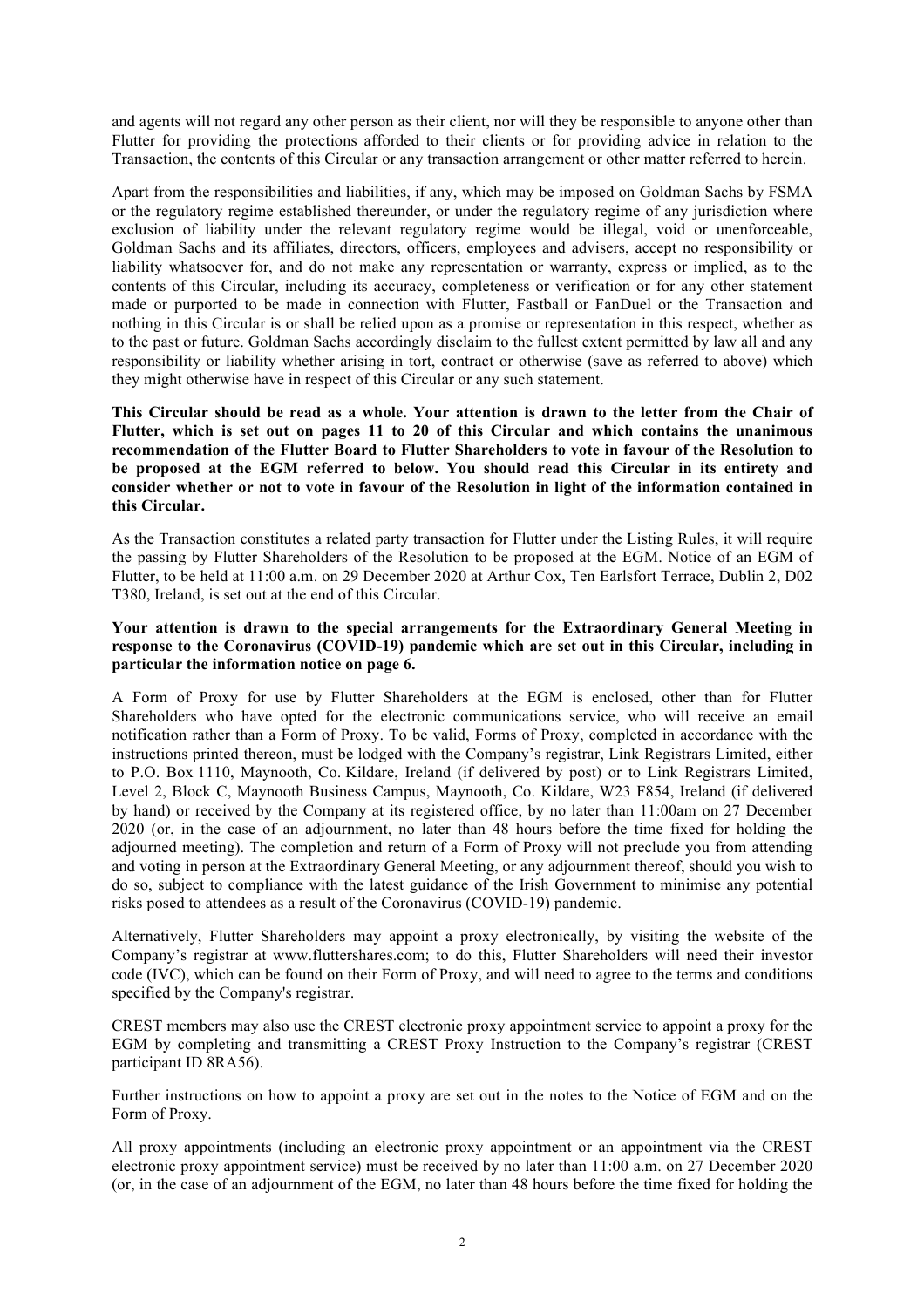and agents will not regard any other person as their client, nor will they be responsible to anyone other than Flutter for providing the protections afforded to their clients or for providing advice in relation to the Transaction, the contents of this Circular or any transaction arrangement or other matter referred to herein.

Apart from the responsibilities and liabilities, if any, which may be imposed on Goldman Sachs by FSMA or the regulatory regime established thereunder, or under the regulatory regime of any jurisdiction where exclusion of liability under the relevant regulatory regime would be illegal, void or unenforceable, Goldman Sachs and its affiliates, directors, officers, employees and advisers, accept no responsibility or liability whatsoever for, and do not make any representation or warranty, express or implied, as to the contents of this Circular, including its accuracy, completeness or verification or for any other statement made or purported to be made in connection with Flutter, Fastball or FanDuel or the Transaction and nothing in this Circular is or shall be relied upon as a promise or representation in this respect, whether as to the past or future. Goldman Sachs accordingly disclaim to the fullest extent permitted by law all and any responsibility or liability whether arising in tort, contract or otherwise (save as referred to above) which they might otherwise have in respect of this Circular or any such statement.

**This Circular should be read as a whole. Your attention is drawn to the letter from the Chair of Flutter, which is set out on pages 11 to 20 of this Circular and which contains the unanimous recommendation of the Flutter Board to Flutter Shareholders to vote in favour of the Resolution to be proposed at the EGM referred to below. You should read this Circular in its entirety and consider whether or not to vote in favour of the Resolution in light of the information contained in this Circular.**

As the Transaction constitutes a related party transaction for Flutter under the Listing Rules, it will require the passing by Flutter Shareholders of the Resolution to be proposed at the EGM. Notice of an EGM of Flutter, to be held at 11:00 a.m. on 29 December 2020 at Arthur Cox, Ten Earlsfort Terrace, Dublin 2, D02 T380, Ireland, is set out at the end of this Circular.

**Your attention is drawn to the special arrangements for the Extraordinary General Meeting in response to the Coronavirus (COVID-19) pandemic which are set out in this Circular, including in particular the information notice on page 6.**

A Form of Proxy for use by Flutter Shareholders at the EGM is enclosed, other than for Flutter Shareholders who have opted for the electronic communications service, who will receive an email notification rather than a Form of Proxy. To be valid, Forms of Proxy, completed in accordance with the instructions printed thereon, must be lodged with the Company's registrar, Link Registrars Limited, either to P.O. Box 1110, Maynooth, Co. Kildare, Ireland (if delivered by post) or to Link Registrars Limited, Level 2, Block C, Maynooth Business Campus, Maynooth, Co. Kildare, W23 F854, Ireland (if delivered by hand) or received by the Company at its registered office, by no later than 11:00am on 27 December 2020 (or, in the case of an adjournment, no later than 48 hours before the time fixed for holding the adjourned meeting). The completion and return of a Form of Proxy will not preclude you from attending and voting in person at the Extraordinary General Meeting, or any adjournment thereof, should you wish to do so, subject to compliance with the latest guidance of the Irish Government to minimise any potential risks posed to attendees as a result of the Coronavirus (COVID-19) pandemic.

Alternatively, Flutter Shareholders may appoint a proxy electronically, by visiting the website of the Company's registrar at www.fluttershares.com; to do this, Flutter Shareholders will need their investor code (IVC), which can be found on their Form of Proxy, and will need to agree to the terms and conditions specified by the Company's registrar.

CREST members may also use the CREST electronic proxy appointment service to appoint a proxy for the EGM by completing and transmitting a CREST Proxy Instruction to the Company's registrar (CREST participant ID 8RA56).

Further instructions on how to appoint a proxy are set out in the notes to the Notice of EGM and on the Form of Proxy.

All proxy appointments (including an electronic proxy appointment or an appointment via the CREST electronic proxy appointment service) must be received by no later than 11:00 a.m. on 27 December 2020 (or, in the case of an adjournment of the EGM, no later than 48 hours before the time fixed for holding the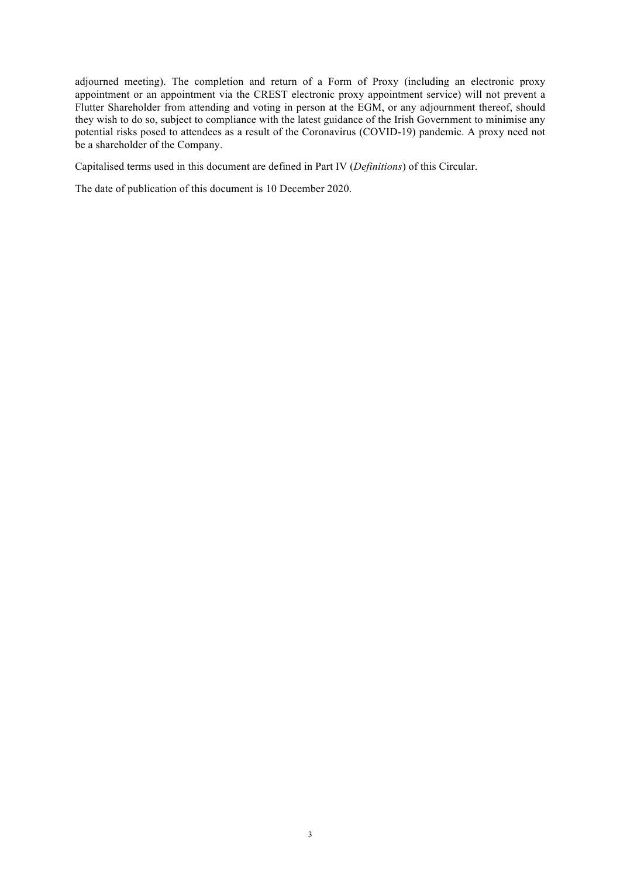adjourned meeting). The completion and return of a Form of Proxy (including an electronic proxy appointment or an appointment via the CREST electronic proxy appointment service) will not prevent a Flutter Shareholder from attending and voting in person at the EGM, or any adjournment thereof, should they wish to do so, subject to compliance with the latest guidance of the Irish Government to minimise any potential risks posed to attendees as a result of the Coronavirus (COVID-19) pandemic. A proxy need not be a shareholder of the Company.

Capitalised terms used in this document are defined in Part IV (*Definitions*) of this Circular.

The date of publication of this document is 10 December 2020.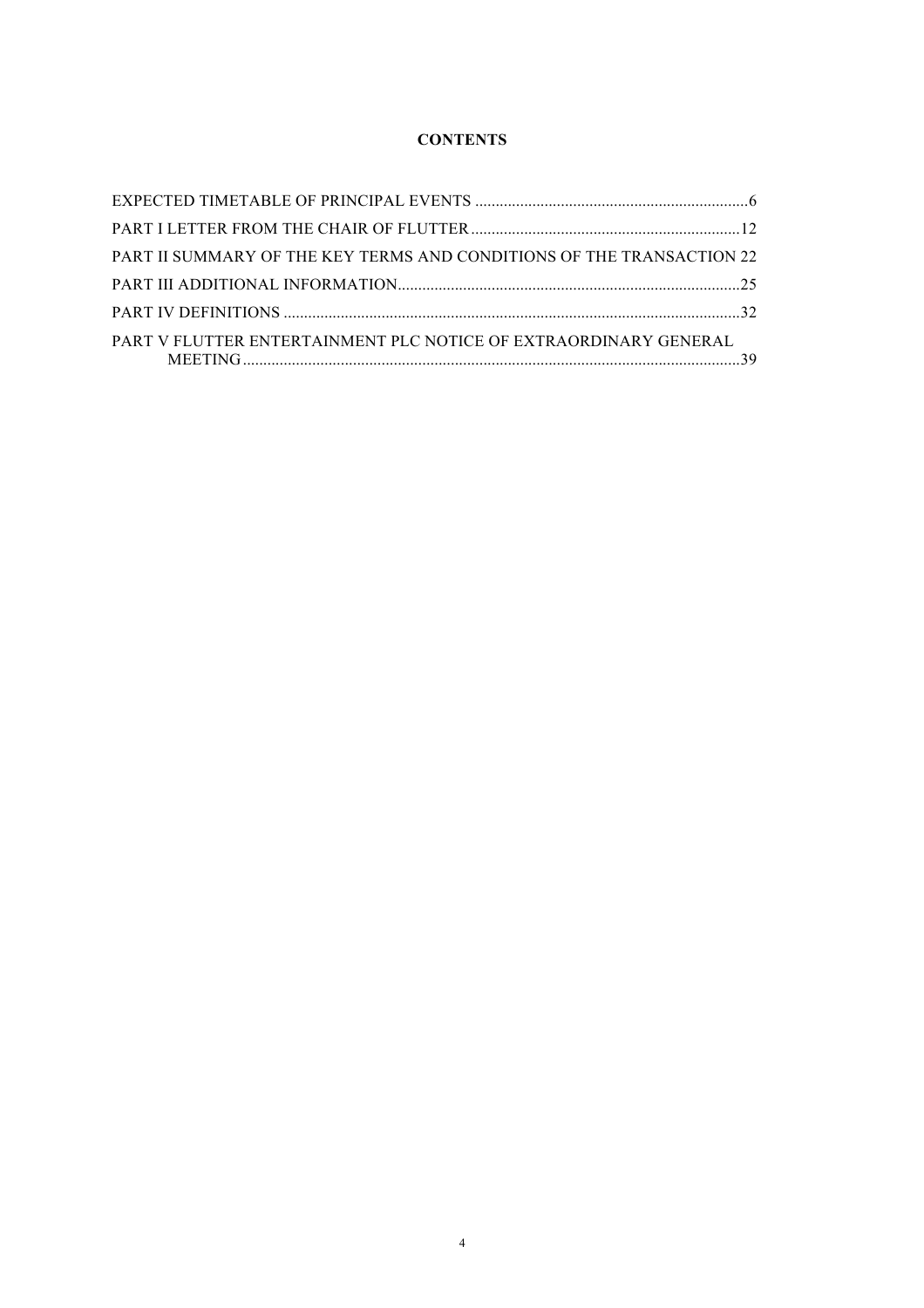**CONTENTS**

| | |
|---|---|
| EXPECTED TIMETABLE OF PRINCIPAL EVENTS | 6 |
| PART I LETTER FROM THE CHAIR OF FLUTTER | 12 |
| PART II SUMMARY OF THE KEY TERMS AND CONDITIONS OF THE TRANSACTION | 22 |
| PART III ADDITIONAL INFORMATION | 25 |
| PART IV DEFINITIONS | 32 |
| PART V FLUTTER ENTERTAINMENT PLC NOTICE OF EXTRAORDINARY GENERAL MEETING | 39 |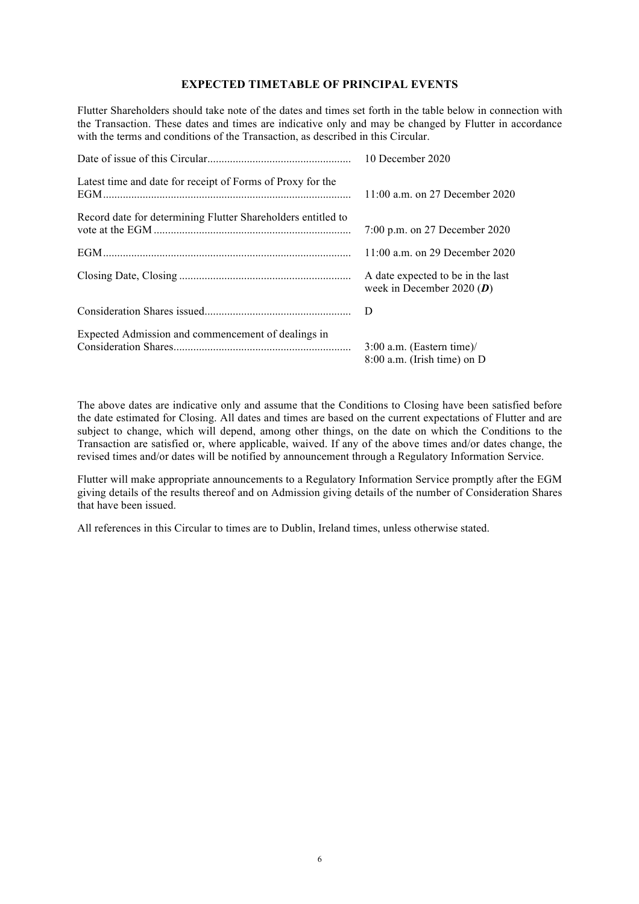## EXPECTED TIMETABLE OF PRINCIPAL EVENTS

Flutter Shareholders should take note of the dates and times set forth in the table below in connection with the Transaction. These dates and times are indicative only and may be changed by Flutter in accordance with the terms and conditions of the Transaction, as described in this Circular.

| | |
|---|---|
| Date of issue of this Circular | 10 December 2020 |
| Latest time and date for receipt of Forms of Proxy for the EGM | 11:00 a.m. on 27 December 2020 |
| Record date for determining Flutter Shareholders entitled to vote at the EGM | 7:00 p.m. on 27 December 2020 |
| EGM | 11:00 a.m. on 29 December 2020 |
| Closing Date, Closing | A date expected to be in the last week in December 2020 (***D***) |
| Consideration Shares issued | D |
| Expected Admission and commencement of dealings in Consideration Shares | 3:00 a.m. (Eastern time)/ 8:00 a.m. (Irish time) on D |

The above dates are indicative only and assume that the Conditions to Closing have been satisfied before the date estimated for Closing. All dates and times are based on the current expectations of Flutter and are subject to change, which will depend, among other things, on the date on which the Conditions to the Transaction are satisfied or, where applicable, waived. If any of the above times and/or dates change, the revised times and/or dates will be notified by announcement through a Regulatory Information Service.

Flutter will make appropriate announcements to a Regulatory Information Service promptly after the EGM giving details of the results thereof and on Admission giving details of the number of Consideration Shares that have been issued.

All references in this Circular to times are to Dublin, Ireland times, unless otherwise stated.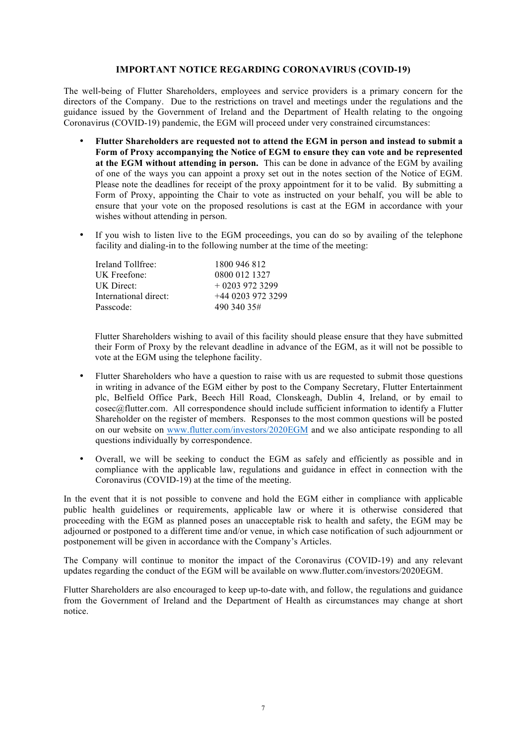## IMPORTANT NOTICE REGARDING CORONAVIRUS (COVID-19)

The well-being of Flutter Shareholders, employees and service providers is a primary concern for the directors of the Company. Due to the restrictions on travel and meetings under the regulations and the guidance issued by the Government of Ireland and the Department of Health relating to the ongoing Coronavirus (COVID-19) pandemic, the EGM will proceed under very constrained circumstances:

- **Flutter Shareholders are requested not to attend the EGM in person and instead to submit a Form of Proxy accompanying the Notice of EGM to ensure they can vote and be represented at the EGM without attending in person.** This can be done in advance of the EGM by availing of one of the ways you can appoint a proxy set out in the notes section of the Notice of EGM. Please note the deadlines for receipt of the proxy appointment for it to be valid. By submitting a Form of Proxy, appointing the Chair to vote as instructed on your behalf, you will be able to ensure that your vote on the proposed resolutions is cast at the EGM in accordance with your wishes without attending in person.

- If you wish to listen live to the EGM proceedings, you can do so by availing of the telephone facility and dialing-in to the following number at the time of the meeting:

  | | |
  |---|---|
  | Ireland Tollfree: | 1800 946 812 |
  | UK Freefone: | 0800 012 1327 |
  | UK Direct: | + 0203 972 3299 |
  | International direct: | +44 0203 972 3299 |
  | Passcode: | 490 340 35# |

  Flutter Shareholders wishing to avail of this facility should please ensure that they have submitted their Form of Proxy by the relevant deadline in advance of the EGM, as it will not be possible to vote at the EGM using the telephone facility.

- Flutter Shareholders who have a question to raise with us are requested to submit those questions in writing in advance of the EGM either by post to the Company Secretary, Flutter Entertainment plc, Belfield Office Park, Beech Hill Road, Clonskeagh, Dublin 4, Ireland, or by email to cosec@flutter.com. All correspondence should include sufficient information to identify a Flutter Shareholder on the register of members. Responses to the most common questions will be posted on our website on www.flutter.com/investors/2020EGM and we also anticipate responding to all questions individually by correspondence.

- Overall, we will be seeking to conduct the EGM as safely and efficiently as possible and in compliance with the applicable law, regulations and guidance in effect in connection with the Coronavirus (COVID-19) at the time of the meeting.

In the event that it is not possible to convene and hold the EGM either in compliance with applicable public health guidelines or requirements, applicable law or where it is otherwise considered that proceeding with the EGM as planned poses an unacceptable risk to health and safety, the EGM may be adjourned or postponed to a different time and/or venue, in which case notification of such adjournment or postponement will be given in accordance with the Company's Articles.

The Company will continue to monitor the impact of the Coronavirus (COVID-19) and any relevant updates regarding the conduct of the EGM will be available on www.flutter.com/investors/2020EGM.

Flutter Shareholders are also encouraged to keep up-to-date with, and follow, the regulations and guidance from the Government of Ireland and the Department of Health as circumstances may change at short notice.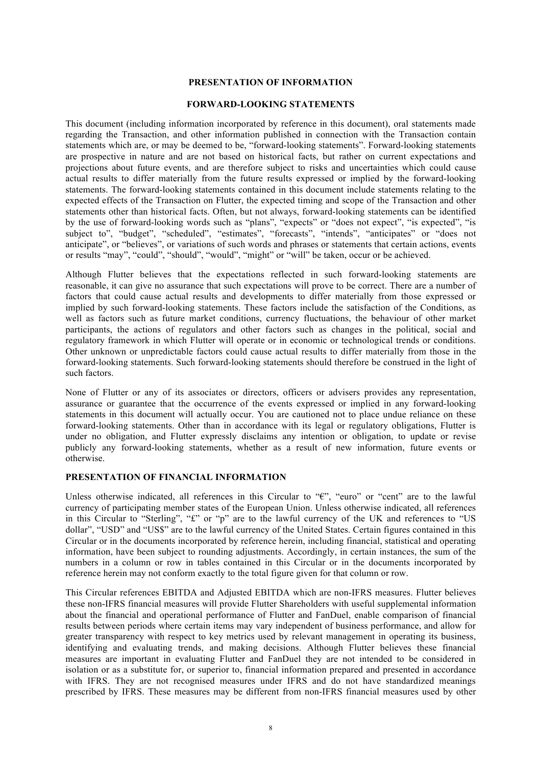## PRESENTATION OF INFORMATION

### FORWARD-LOOKING STATEMENTS

This document (including information incorporated by reference in this document), oral statements made regarding the Transaction, and other information published in connection with the Transaction contain statements which are, or may be deemed to be, "forward-looking statements". Forward-looking statements are prospective in nature and are not based on historical facts, but rather on current expectations and projections about future events, and are therefore subject to risks and uncertainties which could cause actual results to differ materially from the future results expressed or implied by the forward-looking statements. The forward-looking statements contained in this document include statements relating to the expected effects of the Transaction on Flutter, the expected timing and scope of the Transaction and other statements other than historical facts. Often, but not always, forward-looking statements can be identified by the use of forward-looking words such as "plans", "expects" or "does not expect", "is expected", "is subject to", "budget", "scheduled", "estimates", "forecasts", "intends", "anticipates" or "does not anticipate", or "believes", or variations of such words and phrases or statements that certain actions, events or results "may", "could", "should", "would", "might" or "will" be taken, occur or be achieved.

Although Flutter believes that the expectations reflected in such forward-looking statements are reasonable, it can give no assurance that such expectations will prove to be correct. There are a number of factors that could cause actual results and developments to differ materially from those expressed or implied by such forward-looking statements. These factors include the satisfaction of the Conditions, as well as factors such as future market conditions, currency fluctuations, the behaviour of other market participants, the actions of regulators and other factors such as changes in the political, social and regulatory framework in which Flutter will operate or in economic or technological trends or conditions. Other unknown or unpredictable factors could cause actual results to differ materially from those in the forward-looking statements. Such forward-looking statements should therefore be construed in the light of such factors.

None of Flutter or any of its associates or directors, officers or advisers provides any representation, assurance or guarantee that the occurrence of the events expressed or implied in any forward-looking statements in this document will actually occur. You are cautioned not to place undue reliance on these forward-looking statements. Other than in accordance with its legal or regulatory obligations, Flutter is under no obligation, and Flutter expressly disclaims any intention or obligation, to update or revise publicly any forward-looking statements, whether as a result of new information, future events or otherwise.

### PRESENTATION OF FINANCIAL INFORMATION

Unless otherwise indicated, all references in this Circular to "€", "euro" or "cent" are to the lawful currency of participating member states of the European Union. Unless otherwise indicated, all references in this Circular to "Sterling", "£" or "p" are to the lawful currency of the UK and references to "US dollar", "USD" and "US$" are to the lawful currency of the United States. Certain figures contained in this Circular or in the documents incorporated by reference herein, including financial, statistical and operating information, have been subject to rounding adjustments. Accordingly, in certain instances, the sum of the numbers in a column or row in tables contained in this Circular or in the documents incorporated by reference herein may not conform exactly to the total figure given for that column or row.

This Circular references EBITDA and Adjusted EBITDA which are non-IFRS measures. Flutter believes these non-IFRS financial measures will provide Flutter Shareholders with useful supplemental information about the financial and operational performance of Flutter and FanDuel, enable comparison of financial results between periods where certain items may vary independent of business performance, and allow for greater transparency with respect to key metrics used by relevant management in operating its business, identifying and evaluating trends, and making decisions. Although Flutter believes these financial measures are important in evaluating Flutter and FanDuel they are not intended to be considered in isolation or as a substitute for, or superior to, financial information prepared and presented in accordance with IFRS. They are not recognised measures under IFRS and do not have standardized meanings prescribed by IFRS. These measures may be different from non-IFRS financial measures used by other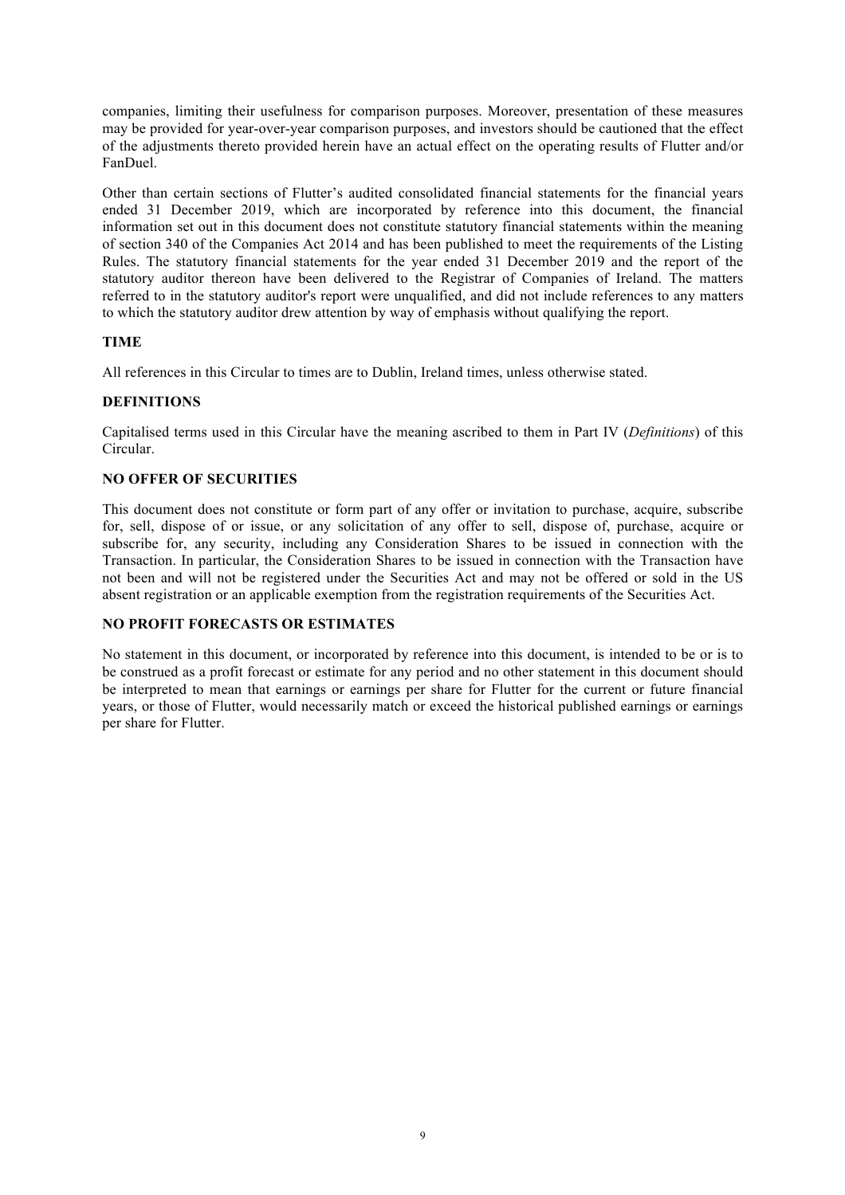companies, limiting their usefulness for comparison purposes. Moreover, presentation of these measures may be provided for year-over-year comparison purposes, and investors should be cautioned that the effect of the adjustments thereto provided herein have an actual effect on the operating results of Flutter and/or FanDuel.

Other than certain sections of Flutter's audited consolidated financial statements for the financial years ended 31 December 2019, which are incorporated by reference into this document, the financial information set out in this document does not constitute statutory financial statements within the meaning of section 340 of the Companies Act 2014 and has been published to meet the requirements of the Listing Rules. The statutory financial statements for the year ended 31 December 2019 and the report of the statutory auditor thereon have been delivered to the Registrar of Companies of Ireland. The matters referred to in the statutory auditor's report were unqualified, and did not include references to any matters to which the statutory auditor drew attention by way of emphasis without qualifying the report.

**TIME**

All references in this Circular to times are to Dublin, Ireland times, unless otherwise stated.

**DEFINITIONS**

Capitalised terms used in this Circular have the meaning ascribed to them in Part IV (*Definitions*) of this Circular.

**NO OFFER OF SECURITIES**

This document does not constitute or form part of any offer or invitation to purchase, acquire, subscribe for, sell, dispose of or issue, or any solicitation of any offer to sell, dispose of, purchase, acquire or subscribe for, any security, including any Consideration Shares to be issued in connection with the Transaction. In particular, the Consideration Shares to be issued in connection with the Transaction have not been and will not be registered under the Securities Act and may not be offered or sold in the US absent registration or an applicable exemption from the registration requirements of the Securities Act.

**NO PROFIT FORECASTS OR ESTIMATES**

No statement in this document, or incorporated by reference into this document, is intended to be or is to be construed as a profit forecast or estimate for any period and no other statement in this document should be interpreted to mean that earnings or earnings per share for Flutter for the current or future financial years, or those of Flutter, would necessarily match or exceed the historical published earnings or earnings per share for Flutter.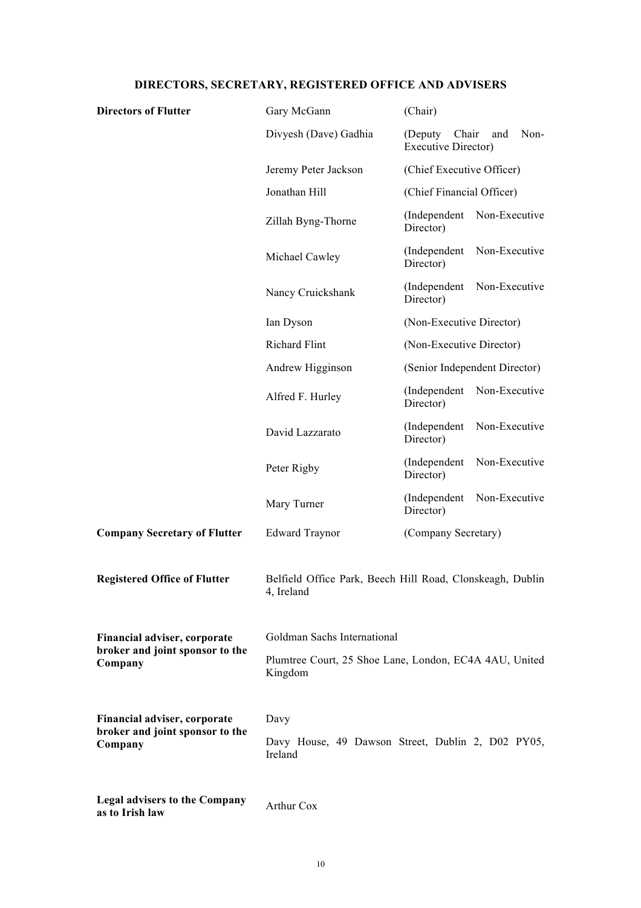## DIRECTORS, SECRETARY, REGISTERED OFFICE AND ADVISERS

| | | |
|---|---|---|
| **Directors of Flutter** | Gary McGann | (Chair) |
| | Divyesh (Dave) Gadhia | (Deputy Chair and Non-Executive Director) |
| | Jeremy Peter Jackson | (Chief Executive Officer) |
| | Jonathan Hill | (Chief Financial Officer) |
| | Zillah Byng-Thorne | (Independent Non-Executive Director) |
| | Michael Cawley | (Independent Non-Executive Director) |
| | Nancy Cruickshank | (Independent Non-Executive Director) |
| | Ian Dyson | (Non-Executive Director) |
| | Richard Flint | (Non-Executive Director) |
| | Andrew Higginson | (Senior Independent Director) |
| | Alfred F. Hurley | (Independent Non-Executive Director) |
| | David Lazzarato | (Independent Non-Executive Director) |
| | Peter Rigby | (Independent Non-Executive Director) |
| | Mary Turner | (Independent Non-Executive Director) |
| **Company Secretary of Flutter** | Edward Traynor | (Company Secretary) |
| **Registered Office of Flutter** | Belfield Office Park, Beech Hill Road, Clonskeagh, Dublin 4, Ireland | |
| **Financial adviser, corporate broker and joint sponsor to the Company** | Goldman Sachs International<br>Plumtree Court, 25 Shoe Lane, London, EC4A 4AU, United Kingdom | |
| **Financial adviser, corporate broker and joint sponsor to the Company** | Davy<br>Davy House, 49 Dawson Street, Dublin 2, D02 PY05, Ireland | |
| **Legal advisers to the Company as to Irish law** | Arthur Cox | |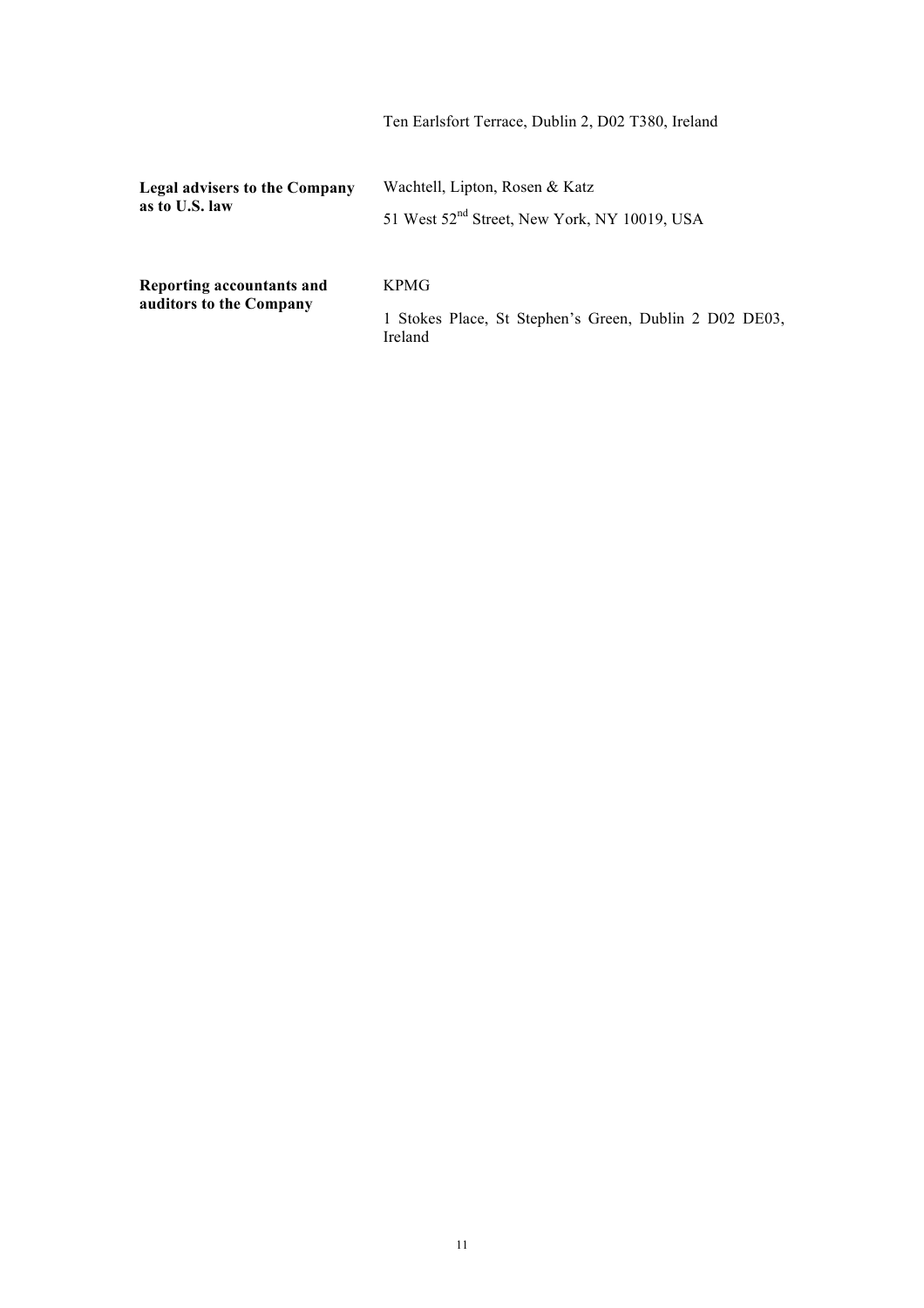| | |
|---|---|
| | Ten Earlsfort Terrace, Dublin 2, D02 T380, Ireland |
| **Legal advisers to the Company as to U.S. law** | Wachtell, Lipton, Rosen & Katz<br>51 West 52nd Street, New York, NY 10019, USA |
| **Reporting accountants and auditors to the Company** | KPMG<br>1 Stokes Place, St Stephen's Green, Dublin 2 D02 DE03, Ireland |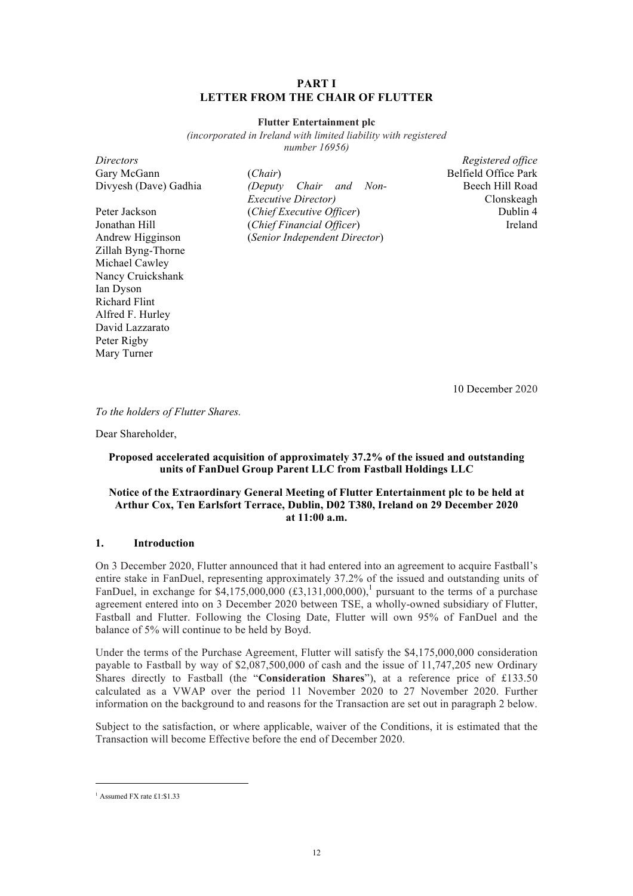# PART I
# LETTER FROM THE CHAIR OF FLUTTER

**Flutter Entertainment plc**

*(incorporated in Ireland with limited liability with registered number 16956)*

| *Directors* | | *Registered office* |
|---|---|---|
| Gary McGann | (*Chair*) | Belfield Office Park |
| Divyesh (Dave) Gadhia | *(Deputy Chair and Non-Executive Director)* | Beech Hill Road |
| Peter Jackson | (*Chief Executive Officer*) | Clonskeagh |
| Jonathan Hill | (*Chief Financial Officer*) | Dublin 4 |
| Andrew Higginson | (*Senior Independent Director*) | Ireland |
| Zillah Byng-Thorne | | |
| Michael Cawley | | |
| Nancy Cruickshank | | |
| Ian Dyson | | |
| Richard Flint | | |
| Alfred F. Hurley | | |
| David Lazzarato | | |
| Peter Rigby | | |
| Mary Turner | | |

10 December 2020

*To the holders of Flutter Shares.*

Dear Shareholder,

**Proposed accelerated acquisition of approximately 37.2% of the issued and outstanding units of FanDuel Group Parent LLC from Fastball Holdings LLC**

**Notice of the Extraordinary General Meeting of Flutter Entertainment plc to be held at Arthur Cox, Ten Earlsfort Terrace, Dublin, D02 T380, Ireland on 29 December 2020 at 11:00 a.m.**

## 1. Introduction

On 3 December 2020, Flutter announced that it had entered into an agreement to acquire Fastball's entire stake in FanDuel, representing approximately 37.2% of the issued and outstanding units of FanDuel, in exchange for $4,175,000,000 (£3,131,000,000),[1] pursuant to the terms of a purchase agreement entered into on 3 December 2020 between TSE, a wholly-owned subsidiary of Flutter, Fastball and Flutter. Following the Closing Date, Flutter will own 95% of FanDuel and the balance of 5% will continue to be held by Boyd.

Under the terms of the Purchase Agreement, Flutter will satisfy the $4,175,000,000 consideration payable to Fastball by way of $2,087,500,000 of cash and the issue of 11,747,205 new Ordinary Shares directly to Fastball (the "**Consideration Shares**"), at a reference price of £133.50 calculated as a VWAP over the period 11 November 2020 to 27 November 2020. Further information on the background to and reasons for the Transaction are set out in paragraph 2 below.

Subject to the satisfaction, or where applicable, waiver of the Conditions, it is estimated that the Transaction will become Effective before the end of December 2020.

[1] Assumed FX rate £1:$1.33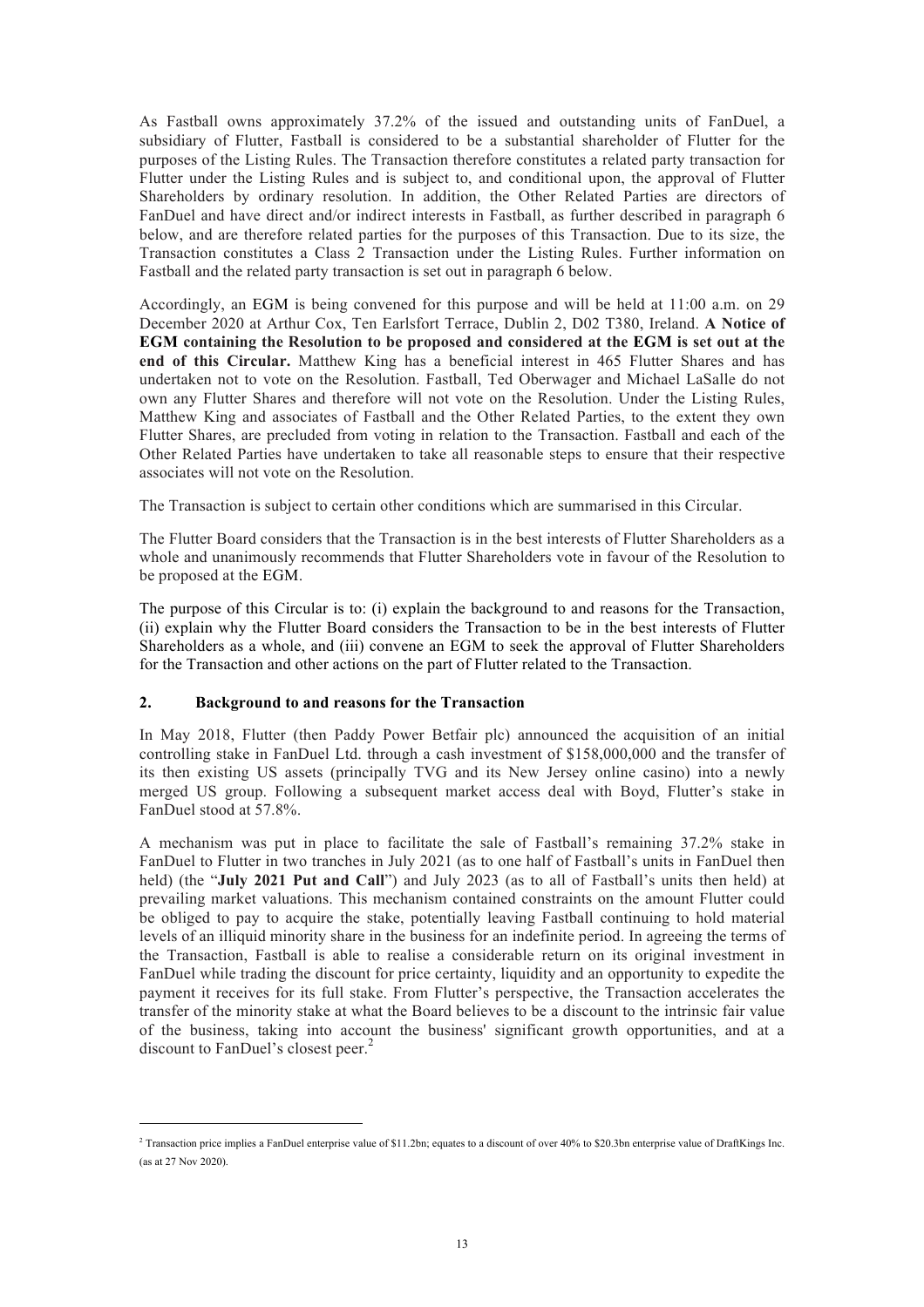As Fastball owns approximately 37.2% of the issued and outstanding units of FanDuel, a subsidiary of Flutter, Fastball is considered to be a substantial shareholder of Flutter for the purposes of the Listing Rules. The Transaction therefore constitutes a related party transaction for Flutter under the Listing Rules and is subject to, and conditional upon, the approval of Flutter Shareholders by ordinary resolution. In addition, the Other Related Parties are directors of FanDuel and have direct and/or indirect interests in Fastball, as further described in paragraph 6 below, and are therefore related parties for the purposes of this Transaction. Due to its size, the Transaction constitutes a Class 2 Transaction under the Listing Rules. Further information on Fastball and the related party transaction is set out in paragraph 6 below.

Accordingly, an EGM is being convened for this purpose and will be held at 11:00 a.m. on 29 December 2020 at Arthur Cox, Ten Earlsfort Terrace, Dublin 2, D02 T380, Ireland. **A Notice of EGM containing the Resolution to be proposed and considered at the EGM is set out at the end of this Circular.** Matthew King has a beneficial interest in 465 Flutter Shares and has undertaken not to vote on the Resolution. Fastball, Ted Oberwager and Michael LaSalle do not own any Flutter Shares and therefore will not vote on the Resolution. Under the Listing Rules, Matthew King and associates of Fastball and the Other Related Parties, to the extent they own Flutter Shares, are precluded from voting in relation to the Transaction. Fastball and each of the Other Related Parties have undertaken to take all reasonable steps to ensure that their respective associates will not vote on the Resolution.

The Transaction is subject to certain other conditions which are summarised in this Circular.

The Flutter Board considers that the Transaction is in the best interests of Flutter Shareholders as a whole and unanimously recommends that Flutter Shareholders vote in favour of the Resolution to be proposed at the EGM.

The purpose of this Circular is to: (i) explain the background to and reasons for the Transaction, (ii) explain why the Flutter Board considers the Transaction to be in the best interests of Flutter Shareholders as a whole, and (iii) convene an EGM to seek the approval of Flutter Shareholders for the Transaction and other actions on the part of Flutter related to the Transaction.

## 2. Background to and reasons for the Transaction

In May 2018, Flutter (then Paddy Power Betfair plc) announced the acquisition of an initial controlling stake in FanDuel Ltd. through a cash investment of $158,000,000 and the transfer of its then existing US assets (principally TVG and its New Jersey online casino) into a newly merged US group. Following a subsequent market access deal with Boyd, Flutter's stake in FanDuel stood at 57.8%.

A mechanism was put in place to facilitate the sale of Fastball's remaining 37.2% stake in FanDuel to Flutter in two tranches in July 2021 (as to one half of Fastball's units in FanDuel then held) (the "**July 2021 Put and Call**") and July 2023 (as to all of Fastball's units then held) at prevailing market valuations. This mechanism contained constraints on the amount Flutter could be obliged to pay to acquire the stake, potentially leaving Fastball continuing to hold material levels of an illiquid minority share in the business for an indefinite period. In agreeing the terms of the Transaction, Fastball is able to realise a considerable return on its original investment in FanDuel while trading the discount for price certainty, liquidity and an opportunity to expedite the payment it receives for its full stake. From Flutter's perspective, the Transaction accelerates the transfer of the minority stake at what the Board believes to be a discount to the intrinsic fair value of the business, taking into account the business' significant growth opportunities, and at a discount to FanDuel's closest peer.[2]

---

[2] Transaction price implies a FanDuel enterprise value of $11.2bn; equates to a discount of over 40% to $20.3bn enterprise value of DraftKings Inc. (as at 27 Nov 2020).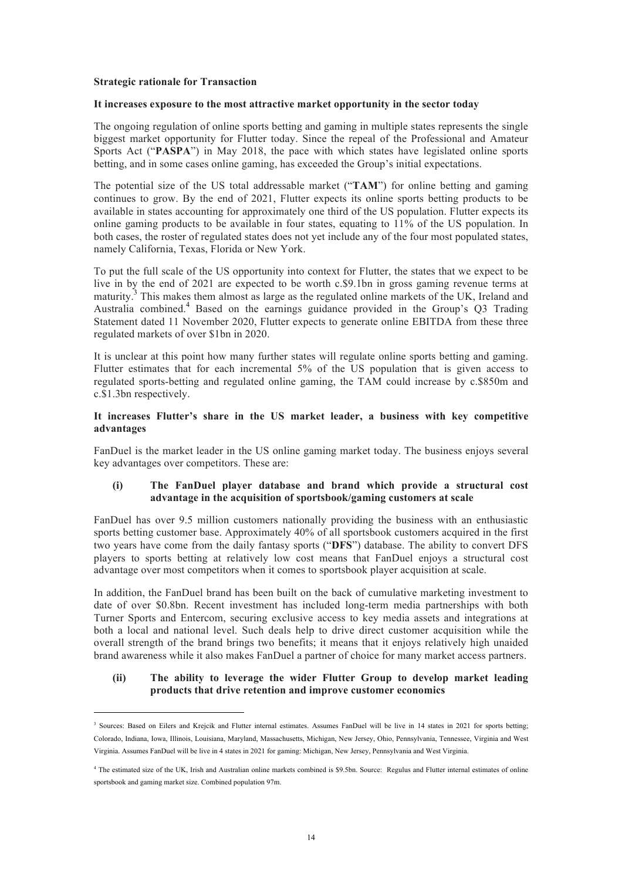**Strategic rationale for Transaction**

**It increases exposure to the most attractive market opportunity in the sector today**

The ongoing regulation of online sports betting and gaming in multiple states represents the single biggest market opportunity for Flutter today. Since the repeal of the Professional and Amateur Sports Act ("**PASPA**") in May 2018, the pace with which states have legislated online sports betting, and in some cases online gaming, has exceeded the Group's initial expectations.

The potential size of the US total addressable market ("**TAM**") for online betting and gaming continues to grow. By the end of 2021, Flutter expects its online sports betting products to be available in states accounting for approximately one third of the US population. Flutter expects its online gaming products to be available in four states, equating to 11% of the US population. In both cases, the roster of regulated states does not yet include any of the four most populated states, namely California, Texas, Florida or New York.

To put the full scale of the US opportunity into context for Flutter, the states that we expect to be live in by the end of 2021 are expected to be worth c.$9.1bn in gross gaming revenue terms at maturity.[3] This makes them almost as large as the regulated online markets of the UK, Ireland and Australia combined.[4] Based on the earnings guidance provided in the Group's Q3 Trading Statement dated 11 November 2020, Flutter expects to generate online EBITDA from these three regulated markets of over $1bn in 2020.

It is unclear at this point how many further states will regulate online sports betting and gaming. Flutter estimates that for each incremental 5% of the US population that is given access to regulated sports-betting and regulated online gaming, the TAM could increase by c.$850m and c.$1.3bn respectively.

**It increases Flutter's share in the US market leader, a business with key competitive advantages**

FanDuel is the market leader in the US online gaming market today. The business enjoys several key advantages over competitors. These are:

**(i) The FanDuel player database and brand which provide a structural cost advantage in the acquisition of sportsbook/gaming customers at scale**

FanDuel has over 9.5 million customers nationally providing the business with an enthusiastic sports betting customer base. Approximately 40% of all sportsbook customers acquired in the first two years have come from the daily fantasy sports ("**DFS**") database. The ability to convert DFS players to sports betting at relatively low cost means that FanDuel enjoys a structural cost advantage over most competitors when it comes to sportsbook player acquisition at scale.

In addition, the FanDuel brand has been built on the back of cumulative marketing investment to date of over $0.8bn. Recent investment has included long-term media partnerships with both Turner Sports and Entercom, securing exclusive access to key media assets and integrations at both a local and national level. Such deals help to drive direct customer acquisition while the overall strength of the brand brings two benefits; it means that it enjoys relatively high unaided brand awareness while it also makes FanDuel a partner of choice for many market access partners.

**(ii) The ability to leverage the wider Flutter Group to develop market leading products that drive retention and improve customer economics**

---

[3] Sources: Based on Eilers and Krejcik and Flutter internal estimates. Assumes FanDuel will be live in 14 states in 2021 for sports betting; Colorado, Indiana, Iowa, Illinois, Louisiana, Maryland, Massachusetts, Michigan, New Jersey, Ohio, Pennsylvania, Tennessee, Virginia and West Virginia. Assumes FanDuel will be live in 4 states in 2021 for gaming: Michigan, New Jersey, Pennsylvania and West Virginia.

[4] The estimated size of the UK, Irish and Australian online markets combined is $9.5bn. Source: Regulus and Flutter internal estimates of online sportsbook and gaming market size. Combined population 97m.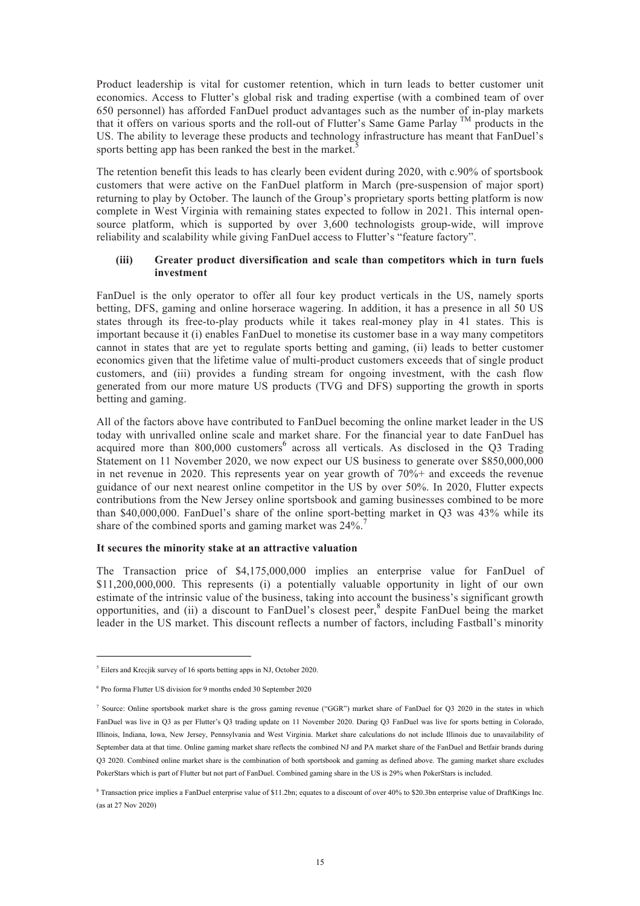Product leadership is vital for customer retention, which in turn leads to better customer unit economics. Access to Flutter's global risk and trading expertise (with a combined team of over 650 personnel) has afforded FanDuel product advantages such as the number of in-play markets that it offers on various sports and the roll-out of Flutter's Same Game Parlay ™ products in the US. The ability to leverage these products and technology infrastructure has meant that FanDuel's sports betting app has been ranked the best in the market.[5]

The retention benefit this leads to has clearly been evident during 2020, with c.90% of sportsbook customers that were active on the FanDuel platform in March (pre-suspension of major sport) returning to play by October. The launch of the Group's proprietary sports betting platform is now complete in West Virginia with remaining states expected to follow in 2021. This internal open-source platform, which is supported by over 3,600 technologists group-wide, will improve reliability and scalability while giving FanDuel access to Flutter's "feature factory".

**(iii) Greater product diversification and scale than competitors which in turn fuels investment**

FanDuel is the only operator to offer all four key product verticals in the US, namely sports betting, DFS, gaming and online horserace wagering. In addition, it has a presence in all 50 US states through its free-to-play products while it takes real-money play in 41 states. This is important because it (i) enables FanDuel to monetise its customer base in a way many competitors cannot in states that are yet to regulate sports betting and gaming, (ii) leads to better customer economics given that the lifetime value of multi-product customers exceeds that of single product customers, and (iii) provides a funding stream for ongoing investment, with the cash flow generated from our more mature US products (TVG and DFS) supporting the growth in sports betting and gaming.

All of the factors above have contributed to FanDuel becoming the online market leader in the US today with unrivalled online scale and market share. For the financial year to date FanDuel has acquired more than 800,000 customers[6] across all verticals. As disclosed in the Q3 Trading Statement on 11 November 2020, we now expect our US business to generate over $850,000,000 in net revenue in 2020. This represents year on year growth of 70%+ and exceeds the revenue guidance of our next nearest online competitor in the US by over 50%. In 2020, Flutter expects contributions from the New Jersey online sportsbook and gaming businesses combined to be more than $40,000,000. FanDuel's share of the online sport-betting market in Q3 was 43% while its share of the combined sports and gaming market was 24%.[7]

**It secures the minority stake at an attractive valuation**

The Transaction price of $4,175,000,000 implies an enterprise value for FanDuel of $11,200,000,000. This represents (i) a potentially valuable opportunity in light of our own estimate of the intrinsic value of the business, taking into account the business's significant growth opportunities, and (ii) a discount to FanDuel's closest peer,[8] despite FanDuel being the market leader in the US market. This discount reflects a number of factors, including Fastball's minority

---

[5] Eilers and Krecjik survey of 16 sports betting apps in NJ, October 2020.

[6] Pro forma Flutter US division for 9 months ended 30 September 2020

[7] Source: Online sportsbook market share is the gross gaming revenue ("GGR") market share of FanDuel for Q3 2020 in the states in which FanDuel was live in Q3 as per Flutter's Q3 trading update on 11 November 2020. During Q3 FanDuel was live for sports betting in Colorado, Illinois, Indiana, Iowa, New Jersey, Pennsylvania and West Virginia. Market share calculations do not include Illinois due to unavailability of September data at that time. Online gaming market share reflects the combined NJ and PA market share of the FanDuel and Betfair brands during Q3 2020. Combined online market share is the combination of both sportsbook and gaming as defined above. The gaming market share excludes PokerStars which is part of Flutter but not part of FanDuel. Combined gaming share in the US is 29% when PokerStars is included.

[8] Transaction price implies a FanDuel enterprise value of $11.2bn; equates to a discount of over 40% to $20.3bn enterprise value of DraftKings Inc. (as at 27 Nov 2020)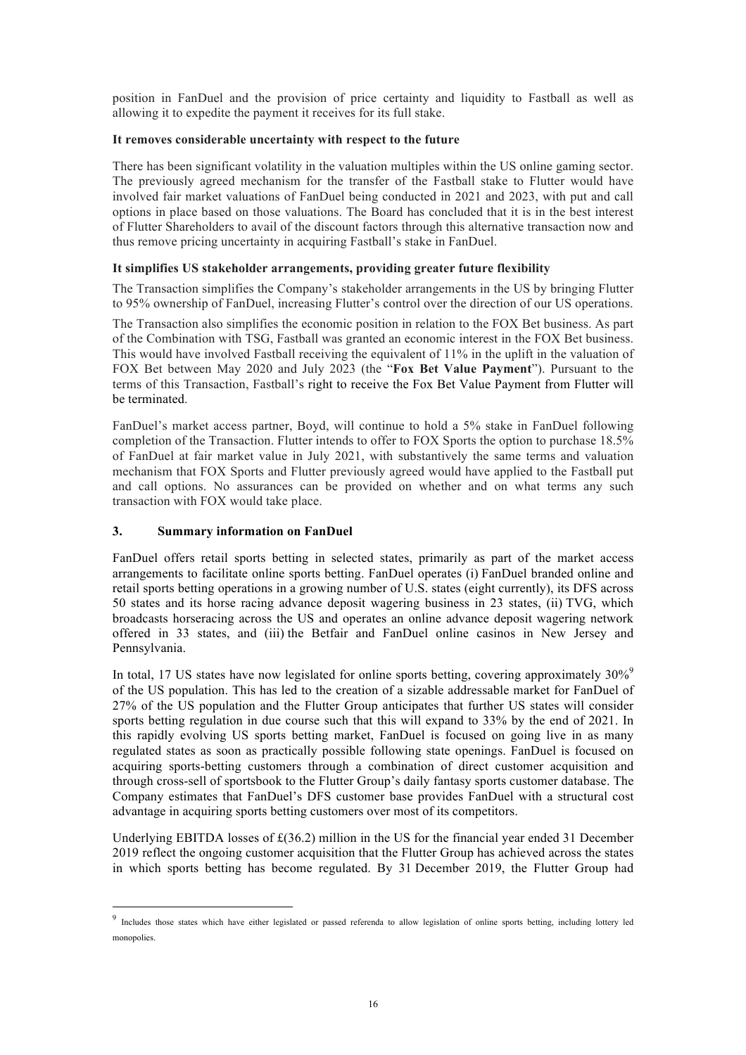position in FanDuel and the provision of price certainty and liquidity to Fastball as well as allowing it to expedite the payment it receives for its full stake.

**It removes considerable uncertainty with respect to the future**

There has been significant volatility in the valuation multiples within the US online gaming sector. The previously agreed mechanism for the transfer of the Fastball stake to Flutter would have involved fair market valuations of FanDuel being conducted in 2021 and 2023, with put and call options in place based on those valuations. The Board has concluded that it is in the best interest of Flutter Shareholders to avail of the discount factors through this alternative transaction now and thus remove pricing uncertainty in acquiring Fastball's stake in FanDuel.

**It simplifies US stakeholder arrangements, providing greater future flexibility**

The Transaction simplifies the Company's stakeholder arrangements in the US by bringing Flutter to 95% ownership of FanDuel, increasing Flutter's control over the direction of our US operations.

The Transaction also simplifies the economic position in relation to the FOX Bet business. As part of the Combination with TSG, Fastball was granted an economic interest in the FOX Bet business. This would have involved Fastball receiving the equivalent of 11% in the uplift in the valuation of FOX Bet between May 2020 and July 2023 (the "**Fox Bet Value Payment**"). Pursuant to the terms of this Transaction, Fastball's right to receive the Fox Bet Value Payment from Flutter will be terminated.

FanDuel's market access partner, Boyd, will continue to hold a 5% stake in FanDuel following completion of the Transaction. Flutter intends to offer to FOX Sports the option to purchase 18.5% of FanDuel at fair market value in July 2021, with substantively the same terms and valuation mechanism that FOX Sports and Flutter previously agreed would have applied to the Fastball put and call options. No assurances can be provided on whether and on what terms any such transaction with FOX would take place.

## 3. Summary information on FanDuel

FanDuel offers retail sports betting in selected states, primarily as part of the market access arrangements to facilitate online sports betting. FanDuel operates (i) FanDuel branded online and retail sports betting operations in a growing number of U.S. states (eight currently), its DFS across 50 states and its horse racing advance deposit wagering business in 23 states, (ii) TVG, which broadcasts horseracing across the US and operates an online advance deposit wagering network offered in 33 states, and (iii) the Betfair and FanDuel online casinos in New Jersey and Pennsylvania.

In total, 17 US states have now legislated for online sports betting, covering approximately 30%[9] of the US population. This has led to the creation of a sizable addressable market for FanDuel of 27% of the US population and the Flutter Group anticipates that further US states will consider sports betting regulation in due course such that this will expand to 33% by the end of 2021. In this rapidly evolving US sports betting market, FanDuel is focused on going live in as many regulated states as soon as practically possible following state openings. FanDuel is focused on acquiring sports-betting customers through a combination of direct customer acquisition and through cross-sell of sportsbook to the Flutter Group's daily fantasy sports customer database. The Company estimates that FanDuel's DFS customer base provides FanDuel with a structural cost advantage in acquiring sports betting customers over most of its competitors.

Underlying EBITDA losses of £(36.2) million in the US for the financial year ended 31 December 2019 reflect the ongoing customer acquisition that the Flutter Group has achieved across the states in which sports betting has become regulated. By 31 December 2019, the Flutter Group had

---

[9] Includes those states which have either legislated or passed referenda to allow legislation of online sports betting, including lottery led monopolies.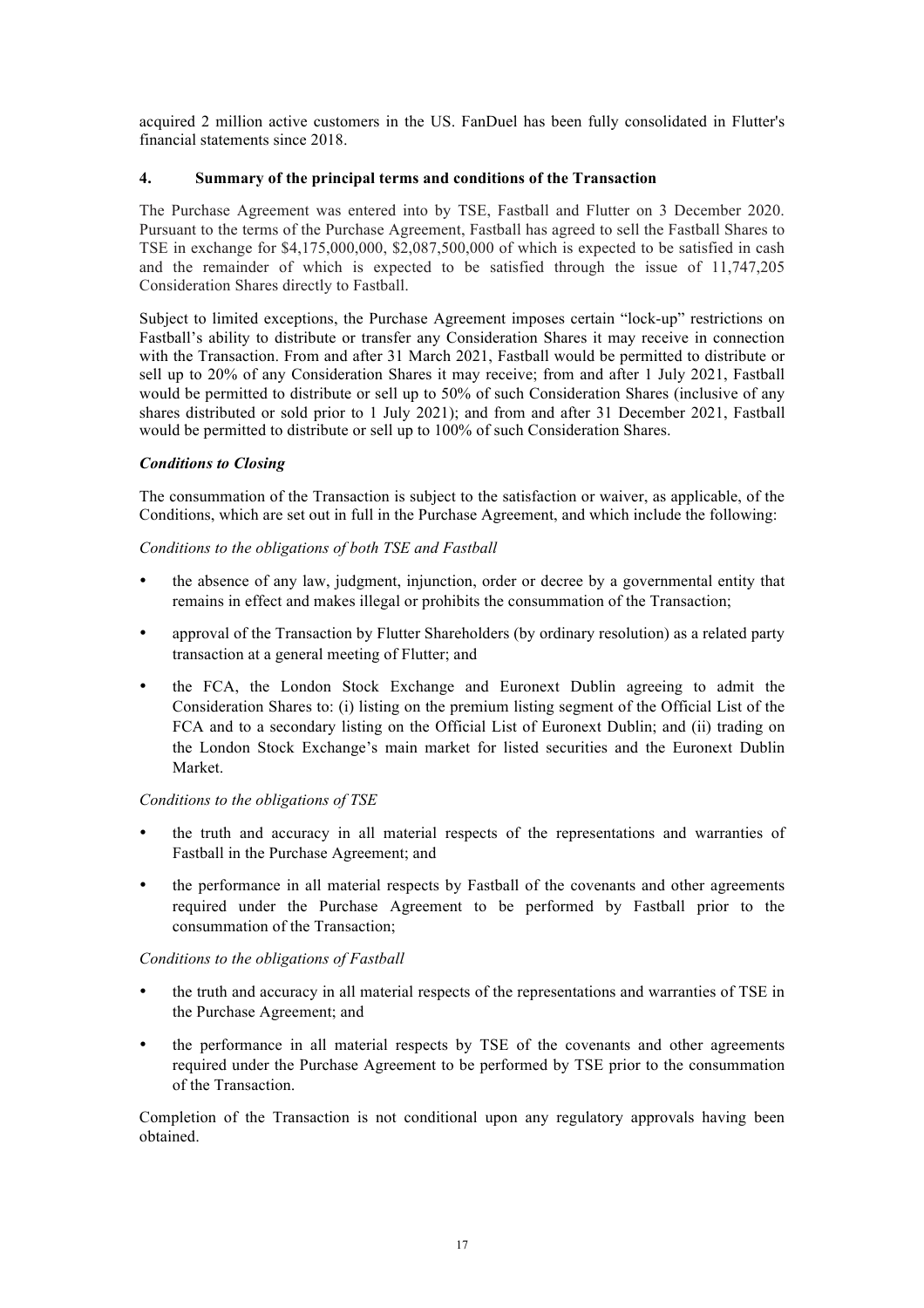acquired 2 million active customers in the US. FanDuel has been fully consolidated in Flutter's financial statements since 2018.

## 4. Summary of the principal terms and conditions of the Transaction

The Purchase Agreement was entered into by TSE, Fastball and Flutter on 3 December 2020. Pursuant to the terms of the Purchase Agreement, Fastball has agreed to sell the Fastball Shares to TSE in exchange for $4,175,000,000, $2,087,500,000 of which is expected to be satisfied in cash and the remainder of which is expected to be satisfied through the issue of 11,747,205 Consideration Shares directly to Fastball.

Subject to limited exceptions, the Purchase Agreement imposes certain "lock-up" restrictions on Fastball's ability to distribute or transfer any Consideration Shares it may receive in connection with the Transaction. From and after 31 March 2021, Fastball would be permitted to distribute or sell up to 20% of any Consideration Shares it may receive; from and after 1 July 2021, Fastball would be permitted to distribute or sell up to 50% of such Consideration Shares (inclusive of any shares distributed or sold prior to 1 July 2021); and from and after 31 December 2021, Fastball would be permitted to distribute or sell up to 100% of such Consideration Shares.

### *Conditions to Closing*

The consummation of the Transaction is subject to the satisfaction or waiver, as applicable, of the Conditions, which are set out in full in the Purchase Agreement, and which include the following:

*Conditions to the obligations of both TSE and Fastball*

- the absence of any law, judgment, injunction, order or decree by a governmental entity that remains in effect and makes illegal or prohibits the consummation of the Transaction;
- approval of the Transaction by Flutter Shareholders (by ordinary resolution) as a related party transaction at a general meeting of Flutter; and
- the FCA, the London Stock Exchange and Euronext Dublin agreeing to admit the Consideration Shares to: (i) listing on the premium listing segment of the Official List of the FCA and to a secondary listing on the Official List of Euronext Dublin; and (ii) trading on the London Stock Exchange's main market for listed securities and the Euronext Dublin Market.

*Conditions to the obligations of TSE*

- the truth and accuracy in all material respects of the representations and warranties of Fastball in the Purchase Agreement; and
- the performance in all material respects by Fastball of the covenants and other agreements required under the Purchase Agreement to be performed by Fastball prior to the consummation of the Transaction;

*Conditions to the obligations of Fastball*

- the truth and accuracy in all material respects of the representations and warranties of TSE in the Purchase Agreement; and
- the performance in all material respects by TSE of the covenants and other agreements required under the Purchase Agreement to be performed by TSE prior to the consummation of the Transaction.

Completion of the Transaction is not conditional upon any regulatory approvals having been obtained.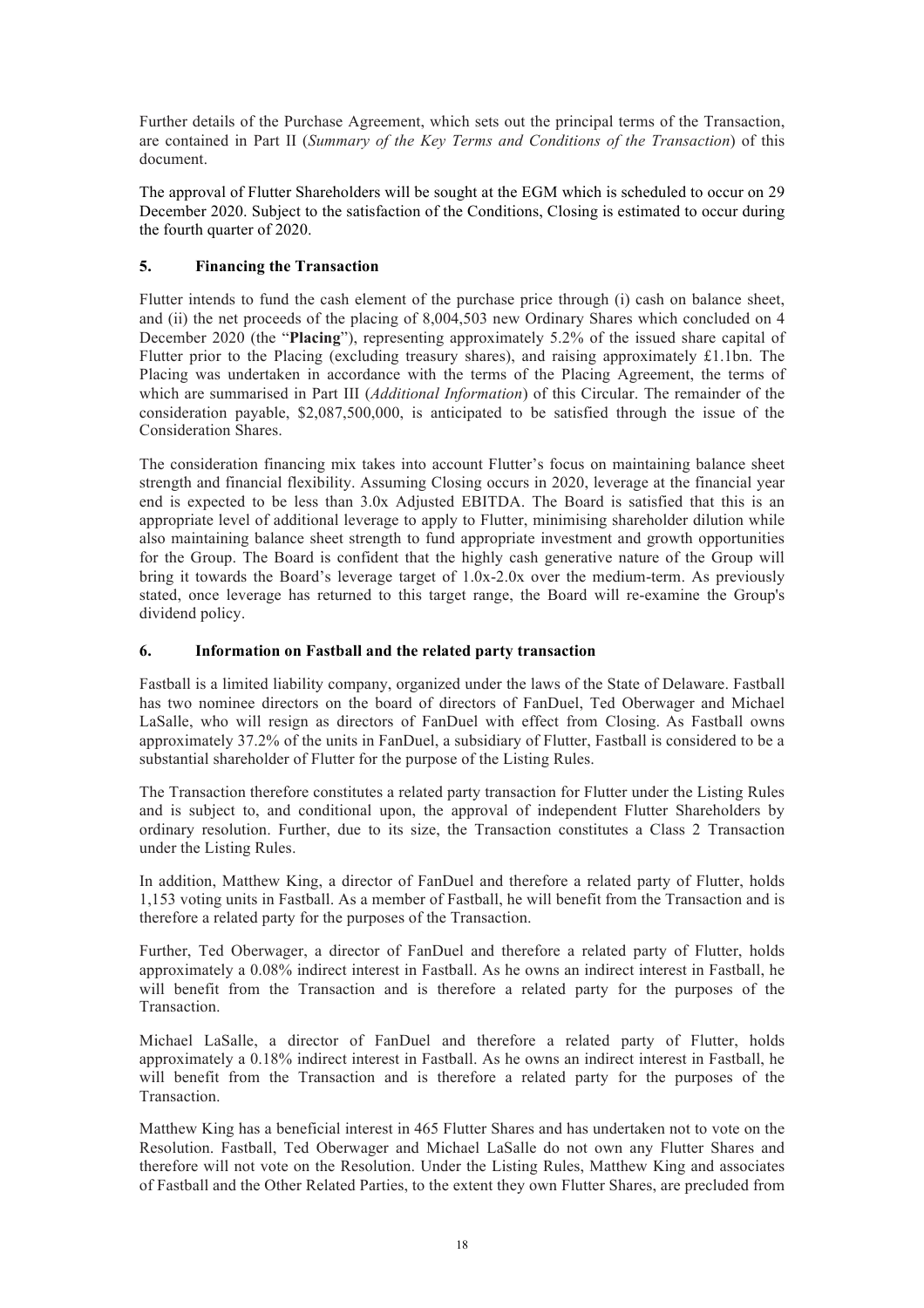Further details of the Purchase Agreement, which sets out the principal terms of the Transaction, are contained in Part II (*Summary of the Key Terms and Conditions of the Transaction*) of this document.

The approval of Flutter Shareholders will be sought at the EGM which is scheduled to occur on 29 December 2020. Subject to the satisfaction of the Conditions, Closing is estimated to occur during the fourth quarter of 2020.

## 5. Financing the Transaction

Flutter intends to fund the cash element of the purchase price through (i) cash on balance sheet, and (ii) the net proceeds of the placing of 8,004,503 new Ordinary Shares which concluded on 4 December 2020 (the "**Placing**"), representing approximately 5.2% of the issued share capital of Flutter prior to the Placing (excluding treasury shares), and raising approximately £1.1bn. The Placing was undertaken in accordance with the terms of the Placing Agreement, the terms of which are summarised in Part III (*Additional Information*) of this Circular. The remainder of the consideration payable, $2,087,500,000, is anticipated to be satisfied through the issue of the Consideration Shares.

The consideration financing mix takes into account Flutter's focus on maintaining balance sheet strength and financial flexibility. Assuming Closing occurs in 2020, leverage at the financial year end is expected to be less than 3.0x Adjusted EBITDA. The Board is satisfied that this is an appropriate level of additional leverage to apply to Flutter, minimising shareholder dilution while also maintaining balance sheet strength to fund appropriate investment and growth opportunities for the Group. The Board is confident that the highly cash generative nature of the Group will bring it towards the Board's leverage target of 1.0x-2.0x over the medium-term. As previously stated, once leverage has returned to this target range, the Board will re-examine the Group's dividend policy.

## 6. Information on Fastball and the related party transaction

Fastball is a limited liability company, organized under the laws of the State of Delaware. Fastball has two nominee directors on the board of directors of FanDuel, Ted Oberwager and Michael LaSalle, who will resign as directors of FanDuel with effect from Closing. As Fastball owns approximately 37.2% of the units in FanDuel, a subsidiary of Flutter, Fastball is considered to be a substantial shareholder of Flutter for the purpose of the Listing Rules.

The Transaction therefore constitutes a related party transaction for Flutter under the Listing Rules and is subject to, and conditional upon, the approval of independent Flutter Shareholders by ordinary resolution. Further, due to its size, the Transaction constitutes a Class 2 Transaction under the Listing Rules.

In addition, Matthew King, a director of FanDuel and therefore a related party of Flutter, holds 1,153 voting units in Fastball. As a member of Fastball, he will benefit from the Transaction and is therefore a related party for the purposes of the Transaction.

Further, Ted Oberwager, a director of FanDuel and therefore a related party of Flutter, holds approximately a 0.08% indirect interest in Fastball. As he owns an indirect interest in Fastball, he will benefit from the Transaction and is therefore a related party for the purposes of the Transaction.

Michael LaSalle, a director of FanDuel and therefore a related party of Flutter, holds approximately a 0.18% indirect interest in Fastball. As he owns an indirect interest in Fastball, he will benefit from the Transaction and is therefore a related party for the purposes of the Transaction.

Matthew King has a beneficial interest in 465 Flutter Shares and has undertaken not to vote on the Resolution. Fastball, Ted Oberwager and Michael LaSalle do not own any Flutter Shares and therefore will not vote on the Resolution. Under the Listing Rules, Matthew King and associates of Fastball and the Other Related Parties, to the extent they own Flutter Shares, are precluded from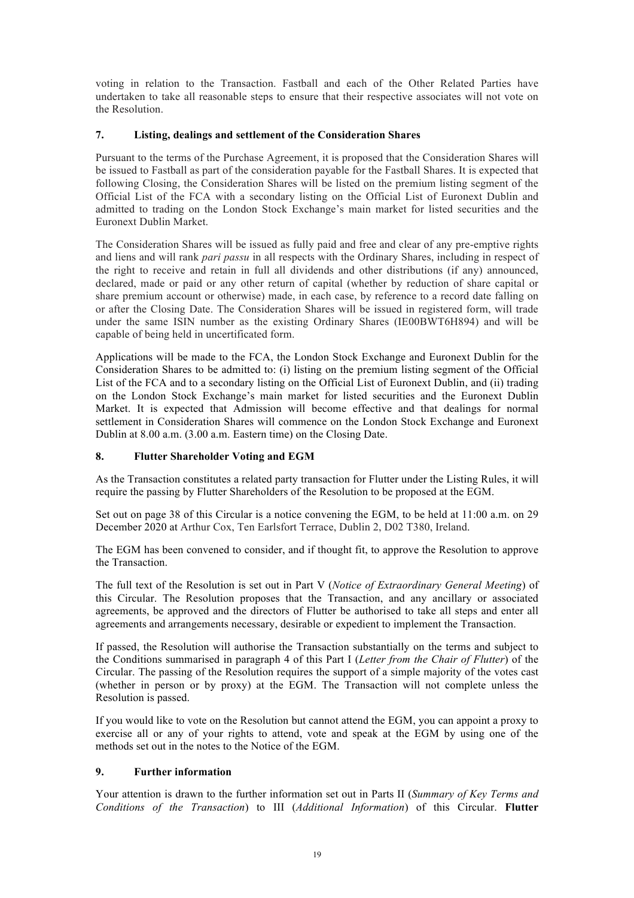voting in relation to the Transaction. Fastball and each of the Other Related Parties have undertaken to take all reasonable steps to ensure that their respective associates will not vote on the Resolution.

## 7. Listing, dealings and settlement of the Consideration Shares

Pursuant to the terms of the Purchase Agreement, it is proposed that the Consideration Shares will be issued to Fastball as part of the consideration payable for the Fastball Shares. It is expected that following Closing, the Consideration Shares will be listed on the premium listing segment of the Official List of the FCA with a secondary listing on the Official List of Euronext Dublin and admitted to trading on the London Stock Exchange's main market for listed securities and the Euronext Dublin Market.

The Consideration Shares will be issued as fully paid and free and clear of any pre-emptive rights and liens and will rank *pari passu* in all respects with the Ordinary Shares, including in respect of the right to receive and retain in full all dividends and other distributions (if any) announced, declared, made or paid or any other return of capital (whether by reduction of share capital or share premium account or otherwise) made, in each case, by reference to a record date falling on or after the Closing Date. The Consideration Shares will be issued in registered form, will trade under the same ISIN number as the existing Ordinary Shares (IE00BWT6H894) and will be capable of being held in uncertificated form.

Applications will be made to the FCA, the London Stock Exchange and Euronext Dublin for the Consideration Shares to be admitted to: (i) listing on the premium listing segment of the Official List of the FCA and to a secondary listing on the Official List of Euronext Dublin, and (ii) trading on the London Stock Exchange's main market for listed securities and the Euronext Dublin Market. It is expected that Admission will become effective and that dealings for normal settlement in Consideration Shares will commence on the London Stock Exchange and Euronext Dublin at 8.00 a.m. (3.00 a.m. Eastern time) on the Closing Date.

## 8. Flutter Shareholder Voting and EGM

As the Transaction constitutes a related party transaction for Flutter under the Listing Rules, it will require the passing by Flutter Shareholders of the Resolution to be proposed at the EGM.

Set out on page 38 of this Circular is a notice convening the EGM, to be held at 11:00 a.m. on 29 December 2020 at Arthur Cox, Ten Earlsfort Terrace, Dublin 2, D02 T380, Ireland.

The EGM has been convened to consider, and if thought fit, to approve the Resolution to approve the Transaction.

The full text of the Resolution is set out in Part V (*Notice of Extraordinary General Meeting*) of this Circular. The Resolution proposes that the Transaction, and any ancillary or associated agreements, be approved and the directors of Flutter be authorised to take all steps and enter all agreements and arrangements necessary, desirable or expedient to implement the Transaction.

If passed, the Resolution will authorise the Transaction substantially on the terms and subject to the Conditions summarised in paragraph 4 of this Part I (*Letter from the Chair of Flutter*) of the Circular. The passing of the Resolution requires the support of a simple majority of the votes cast (whether in person or by proxy) at the EGM. The Transaction will not complete unless the Resolution is passed.

If you would like to vote on the Resolution but cannot attend the EGM, you can appoint a proxy to exercise all or any of your rights to attend, vote and speak at the EGM by using one of the methods set out in the notes to the Notice of the EGM.

## 9. Further information

Your attention is drawn to the further information set out in Parts II (*Summary of Key Terms and Conditions of the Transaction*) to III (*Additional Information*) of this Circular. **Flutter**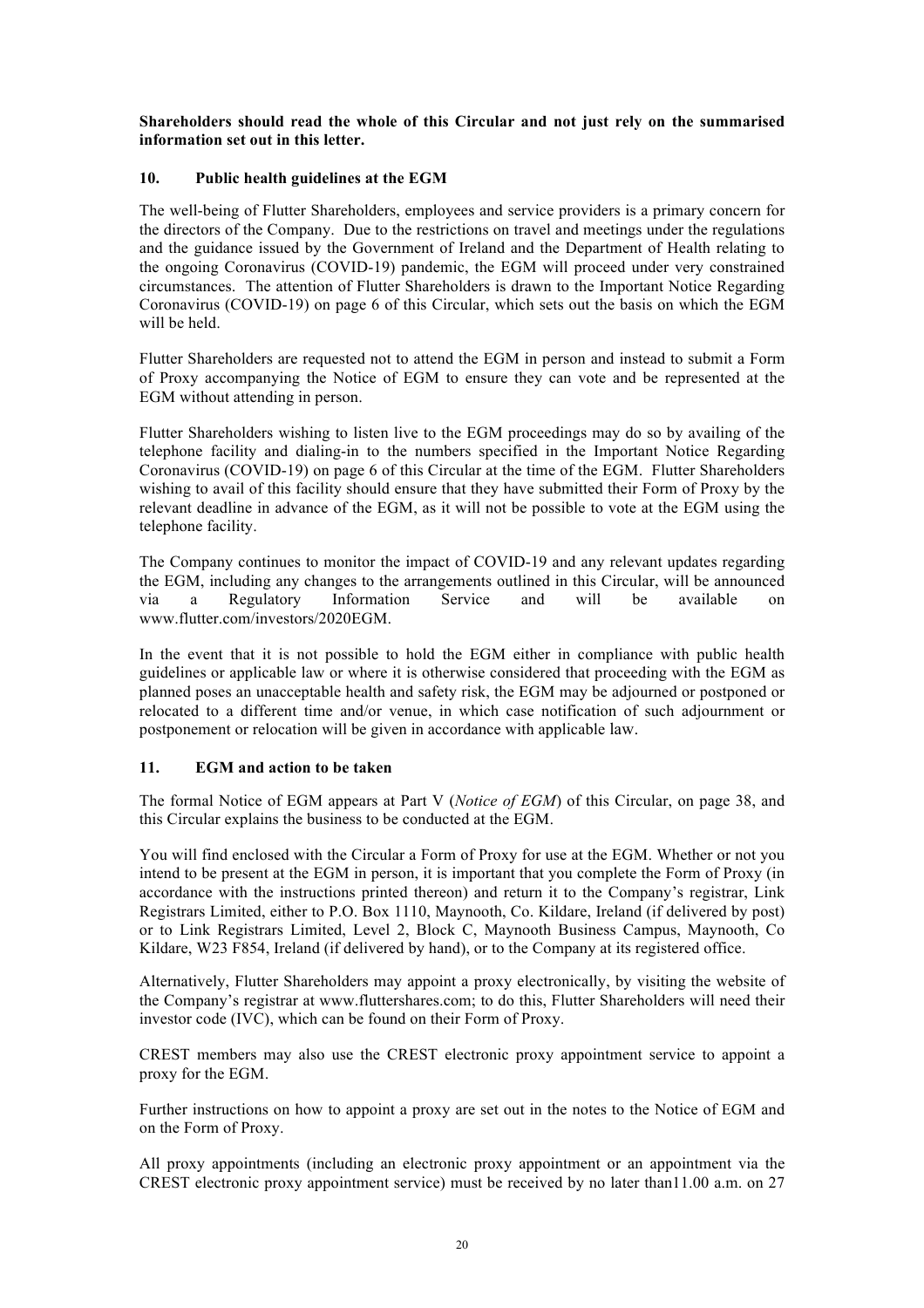**Shareholders should read the whole of this Circular and not just rely on the summarised information set out in this letter.**

## 10. Public health guidelines at the EGM

The well-being of Flutter Shareholders, employees and service providers is a primary concern for the directors of the Company. Due to the restrictions on travel and meetings under the regulations and the guidance issued by the Government of Ireland and the Department of Health relating to the ongoing Coronavirus (COVID-19) pandemic, the EGM will proceed under very constrained circumstances. The attention of Flutter Shareholders is drawn to the Important Notice Regarding Coronavirus (COVID-19) on page 6 of this Circular, which sets out the basis on which the EGM will be held.

Flutter Shareholders are requested not to attend the EGM in person and instead to submit a Form of Proxy accompanying the Notice of EGM to ensure they can vote and be represented at the EGM without attending in person.

Flutter Shareholders wishing to listen live to the EGM proceedings may do so by availing of the telephone facility and dialing-in to the numbers specified in the Important Notice Regarding Coronavirus (COVID-19) on page 6 of this Circular at the time of the EGM. Flutter Shareholders wishing to avail of this facility should ensure that they have submitted their Form of Proxy by the relevant deadline in advance of the EGM, as it will not be possible to vote at the EGM using the telephone facility.

The Company continues to monitor the impact of COVID-19 and any relevant updates regarding the EGM, including any changes to the arrangements outlined in this Circular, will be announced via a Regulatory Information Service and will be available on www.flutter.com/investors/2020EGM.

In the event that it is not possible to hold the EGM either in compliance with public health guidelines or applicable law or where it is otherwise considered that proceeding with the EGM as planned poses an unacceptable health and safety risk, the EGM may be adjourned or postponed or relocated to a different time and/or venue, in which case notification of such adjournment or postponement or relocation will be given in accordance with applicable law.

## 11. EGM and action to be taken

The formal Notice of EGM appears at Part V (*Notice of EGM*) of this Circular, on page 38, and this Circular explains the business to be conducted at the EGM.

You will find enclosed with the Circular a Form of Proxy for use at the EGM. Whether or not you intend to be present at the EGM in person, it is important that you complete the Form of Proxy (in accordance with the instructions printed thereon) and return it to the Company's registrar, Link Registrars Limited, either to P.O. Box 1110, Maynooth, Co. Kildare, Ireland (if delivered by post) or to Link Registrars Limited, Level 2, Block C, Maynooth Business Campus, Maynooth, Co Kildare, W23 F854, Ireland (if delivered by hand), or to the Company at its registered office.

Alternatively, Flutter Shareholders may appoint a proxy electronically, by visiting the website of the Company's registrar at www.fluttershares.com; to do this, Flutter Shareholders will need their investor code (IVC), which can be found on their Form of Proxy.

CREST members may also use the CREST electronic proxy appointment service to appoint a proxy for the EGM.

Further instructions on how to appoint a proxy are set out in the notes to the Notice of EGM and on the Form of Proxy.

All proxy appointments (including an electronic proxy appointment or an appointment via the CREST electronic proxy appointment service) must be received by no later than11.00 a.m. on 27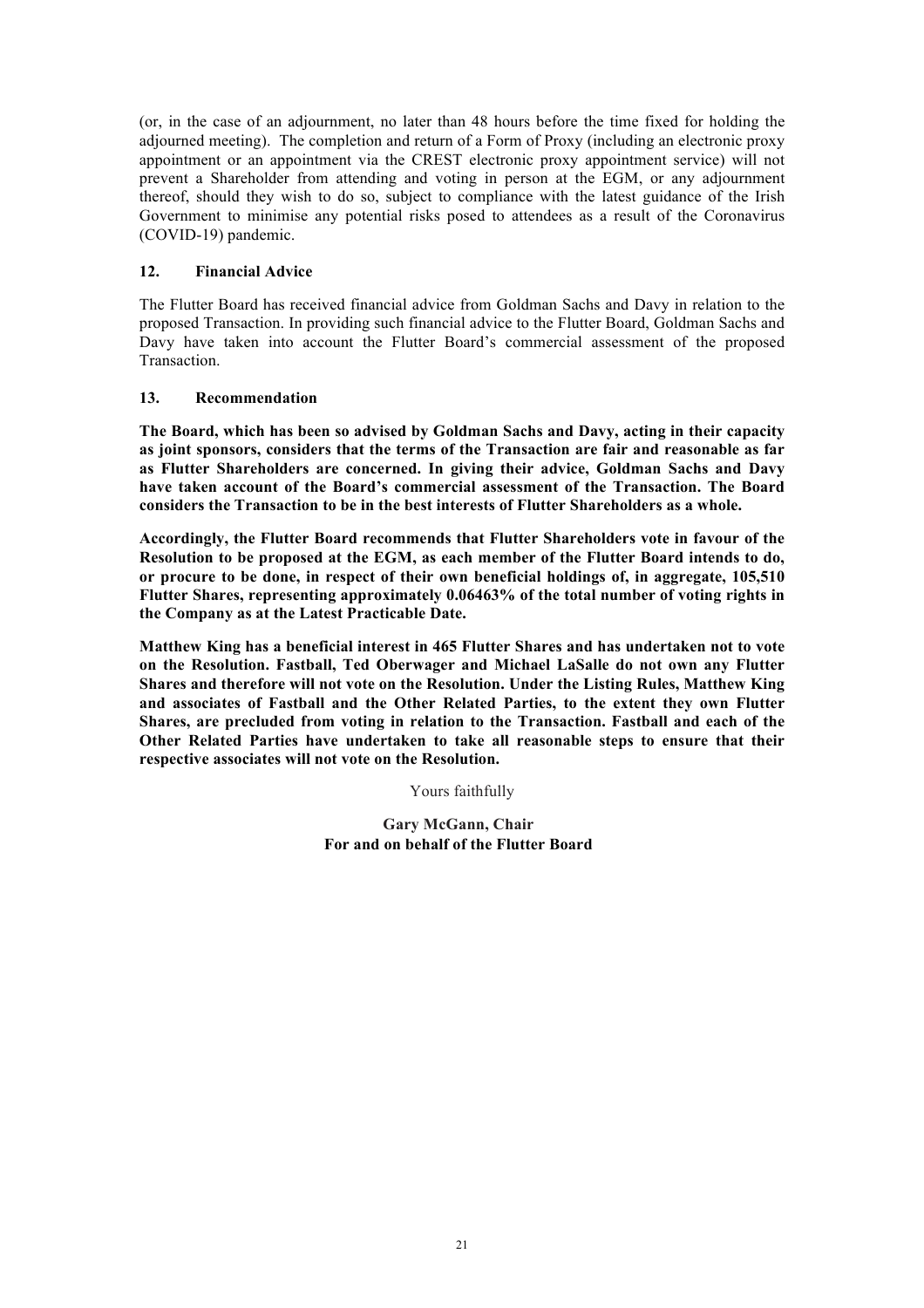(or, in the case of an adjournment, no later than 48 hours before the time fixed for holding the adjourned meeting). The completion and return of a Form of Proxy (including an electronic proxy appointment or an appointment via the CREST electronic proxy appointment service) will not prevent a Shareholder from attending and voting in person at the EGM, or any adjournment thereof, should they wish to do so, subject to compliance with the latest guidance of the Irish Government to minimise any potential risks posed to attendees as a result of the Coronavirus (COVID-19) pandemic.

## 12. Financial Advice

The Flutter Board has received financial advice from Goldman Sachs and Davy in relation to the proposed Transaction. In providing such financial advice to the Flutter Board, Goldman Sachs and Davy have taken into account the Flutter Board's commercial assessment of the proposed Transaction.

## 13. Recommendation

**The Board, which has been so advised by Goldman Sachs and Davy, acting in their capacity as joint sponsors, considers that the terms of the Transaction are fair and reasonable as far as Flutter Shareholders are concerned. In giving their advice, Goldman Sachs and Davy have taken account of the Board's commercial assessment of the Transaction. The Board considers the Transaction to be in the best interests of Flutter Shareholders as a whole.**

**Accordingly, the Flutter Board recommends that Flutter Shareholders vote in favour of the Resolution to be proposed at the EGM, as each member of the Flutter Board intends to do, or procure to be done, in respect of their own beneficial holdings of, in aggregate, 105,510 Flutter Shares, representing approximately 0.06463% of the total number of voting rights in the Company as at the Latest Practicable Date.**

**Matthew King has a beneficial interest in 465 Flutter Shares and has undertaken not to vote on the Resolution. Fastball, Ted Oberwager and Michael LaSalle do not own any Flutter Shares and therefore will not vote on the Resolution. Under the Listing Rules, Matthew King and associates of Fastball and the Other Related Parties, to the extent they own Flutter Shares, are precluded from voting in relation to the Transaction. Fastball and each of the Other Related Parties have undertaken to take all reasonable steps to ensure that their respective associates will not vote on the Resolution.**

Yours faithfully

**Gary McGann, Chair**
**For and on behalf of the Flutter Board**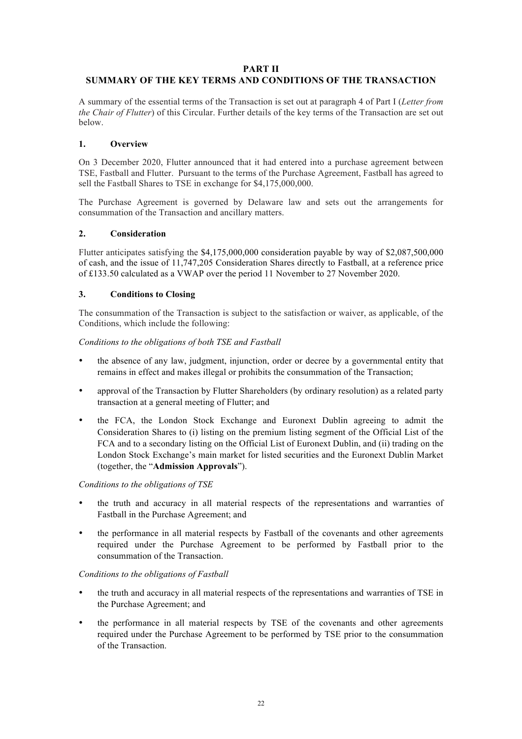# PART II
## SUMMARY OF THE KEY TERMS AND CONDITIONS OF THE TRANSACTION

A summary of the essential terms of the Transaction is set out at paragraph 4 of Part I (*Letter from the Chair of Flutter*) of this Circular. Further details of the key terms of the Transaction are set out below.

### 1. Overview

On 3 December 2020, Flutter announced that it had entered into a purchase agreement between TSE, Fastball and Flutter. Pursuant to the terms of the Purchase Agreement, Fastball has agreed to sell the Fastball Shares to TSE in exchange for $4,175,000,000.

The Purchase Agreement is governed by Delaware law and sets out the arrangements for consummation of the Transaction and ancillary matters.

### 2. Consideration

Flutter anticipates satisfying the $4,175,000,000 consideration payable by way of $2,087,500,000 of cash, and the issue of 11,747,205 Consideration Shares directly to Fastball, at a reference price of £133.50 calculated as a VWAP over the period 11 November to 27 November 2020.

### 3. Conditions to Closing

The consummation of the Transaction is subject to the satisfaction or waiver, as applicable, of the Conditions, which include the following:

*Conditions to the obligations of both TSE and Fastball*

- the absence of any law, judgment, injunction, order or decree by a governmental entity that remains in effect and makes illegal or prohibits the consummation of the Transaction;
- approval of the Transaction by Flutter Shareholders (by ordinary resolution) as a related party transaction at a general meeting of Flutter; and
- the FCA, the London Stock Exchange and Euronext Dublin agreeing to admit the Consideration Shares to (i) listing on the premium listing segment of the Official List of the FCA and to a secondary listing on the Official List of Euronext Dublin, and (ii) trading on the London Stock Exchange's main market for listed securities and the Euronext Dublin Market (together, the "**Admission Approvals**").

*Conditions to the obligations of TSE*

- the truth and accuracy in all material respects of the representations and warranties of Fastball in the Purchase Agreement; and
- the performance in all material respects by Fastball of the covenants and other agreements required under the Purchase Agreement to be performed by Fastball prior to the consummation of the Transaction.

*Conditions to the obligations of Fastball*

- the truth and accuracy in all material respects of the representations and warranties of TSE in the Purchase Agreement; and
- the performance in all material respects by TSE of the covenants and other agreements required under the Purchase Agreement to be performed by TSE prior to the consummation of the Transaction.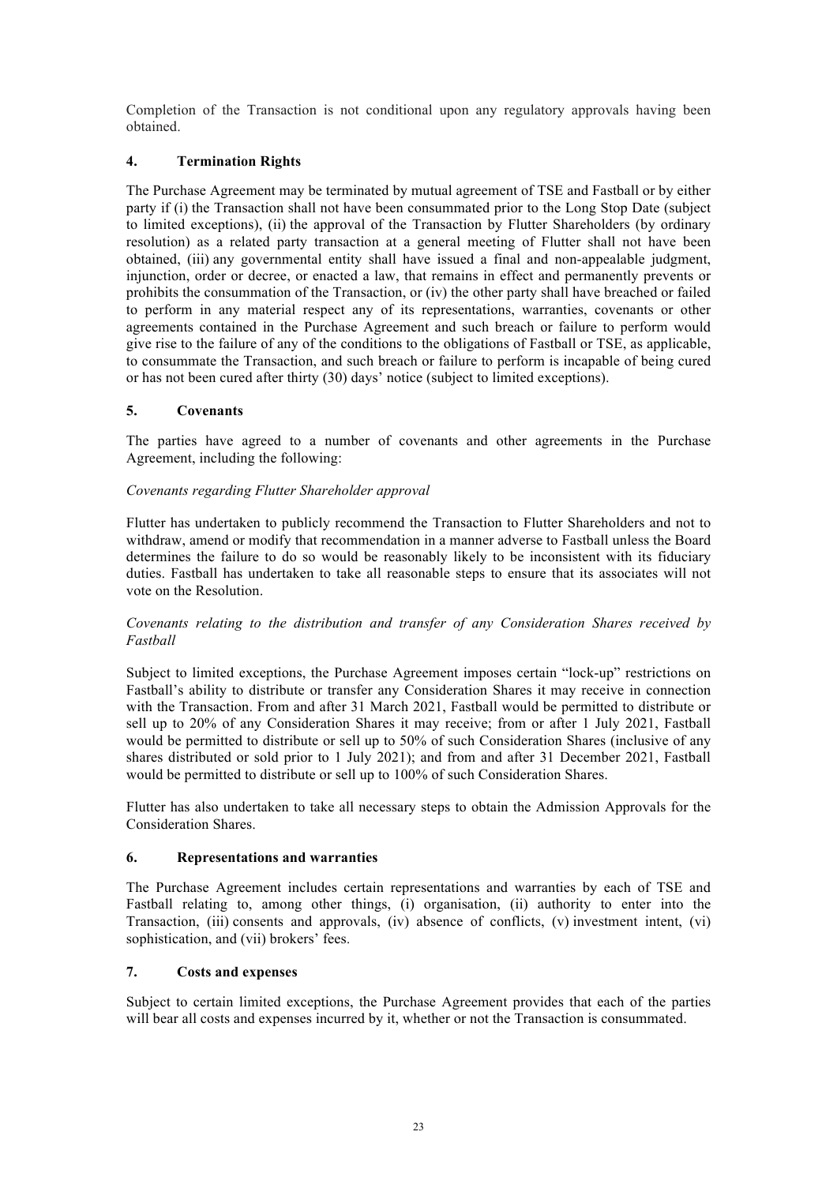Completion of the Transaction is not conditional upon any regulatory approvals having been obtained.

## 4. Termination Rights

The Purchase Agreement may be terminated by mutual agreement of TSE and Fastball or by either party if (i) the Transaction shall not have been consummated prior to the Long Stop Date (subject to limited exceptions), (ii) the approval of the Transaction by Flutter Shareholders (by ordinary resolution) as a related party transaction at a general meeting of Flutter shall not have been obtained, (iii) any governmental entity shall have issued a final and non-appealable judgment, injunction, order or decree, or enacted a law, that remains in effect and permanently prevents or prohibits the consummation of the Transaction, or (iv) the other party shall have breached or failed to perform in any material respect any of its representations, warranties, covenants or other agreements contained in the Purchase Agreement and such breach or failure to perform would give rise to the failure of any of the conditions to the obligations of Fastball or TSE, as applicable, to consummate the Transaction, and such breach or failure to perform is incapable of being cured or has not been cured after thirty (30) days' notice (subject to limited exceptions).

## 5. Covenants

The parties have agreed to a number of covenants and other agreements in the Purchase Agreement, including the following:

*Covenants regarding Flutter Shareholder approval*

Flutter has undertaken to publicly recommend the Transaction to Flutter Shareholders and not to withdraw, amend or modify that recommendation in a manner adverse to Fastball unless the Board determines the failure to do so would be reasonably likely to be inconsistent with its fiduciary duties. Fastball has undertaken to take all reasonable steps to ensure that its associates will not vote on the Resolution.

*Covenants relating to the distribution and transfer of any Consideration Shares received by Fastball*

Subject to limited exceptions, the Purchase Agreement imposes certain "lock-up" restrictions on Fastball's ability to distribute or transfer any Consideration Shares it may receive in connection with the Transaction. From and after 31 March 2021, Fastball would be permitted to distribute or sell up to 20% of any Consideration Shares it may receive; from or after 1 July 2021, Fastball would be permitted to distribute or sell up to 50% of such Consideration Shares (inclusive of any shares distributed or sold prior to 1 July 2021); and from and after 31 December 2021, Fastball would be permitted to distribute or sell up to 100% of such Consideration Shares.

Flutter has also undertaken to take all necessary steps to obtain the Admission Approvals for the Consideration Shares.

## 6. Representations and warranties

The Purchase Agreement includes certain representations and warranties by each of TSE and Fastball relating to, among other things, (i) organisation, (ii) authority to enter into the Transaction, (iii) consents and approvals, (iv) absence of conflicts, (v) investment intent, (vi) sophistication, and (vii) brokers' fees.

## 7. Costs and expenses

Subject to certain limited exceptions, the Purchase Agreement provides that each of the parties will bear all costs and expenses incurred by it, whether or not the Transaction is consummated.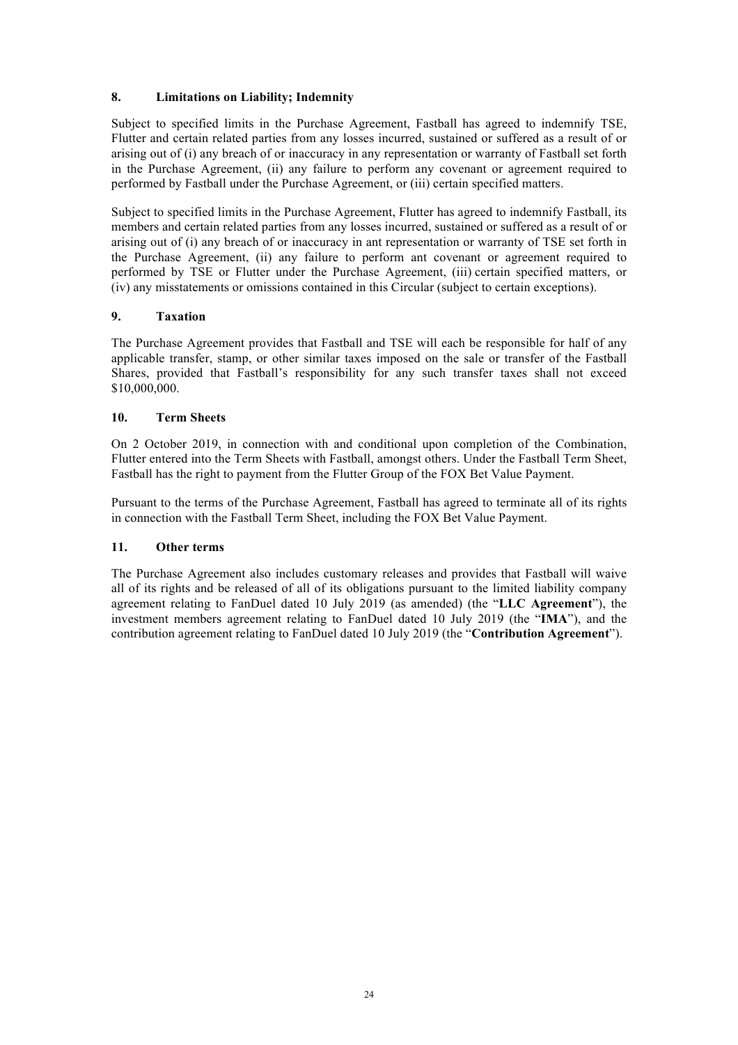## 8. Limitations on Liability; Indemnity

Subject to specified limits in the Purchase Agreement, Fastball has agreed to indemnify TSE, Flutter and certain related parties from any losses incurred, sustained or suffered as a result of or arising out of (i) any breach of or inaccuracy in any representation or warranty of Fastball set forth in the Purchase Agreement, (ii) any failure to perform any covenant or agreement required to performed by Fastball under the Purchase Agreement, or (iii) certain specified matters.

Subject to specified limits in the Purchase Agreement, Flutter has agreed to indemnify Fastball, its members and certain related parties from any losses incurred, sustained or suffered as a result of or arising out of (i) any breach of or inaccuracy in ant representation or warranty of TSE set forth in the Purchase Agreement, (ii) any failure to perform ant covenant or agreement required to performed by TSE or Flutter under the Purchase Agreement, (iii) certain specified matters, or (iv) any misstatements or omissions contained in this Circular (subject to certain exceptions).

## 9. Taxation

The Purchase Agreement provides that Fastball and TSE will each be responsible for half of any applicable transfer, stamp, or other similar taxes imposed on the sale or transfer of the Fastball Shares, provided that Fastball's responsibility for any such transfer taxes shall not exceed $10,000,000.

## 10. Term Sheets

On 2 October 2019, in connection with and conditional upon completion of the Combination, Flutter entered into the Term Sheets with Fastball, amongst others. Under the Fastball Term Sheet, Fastball has the right to payment from the Flutter Group of the FOX Bet Value Payment.

Pursuant to the terms of the Purchase Agreement, Fastball has agreed to terminate all of its rights in connection with the Fastball Term Sheet, including the FOX Bet Value Payment.

## 11. Other terms

The Purchase Agreement also includes customary releases and provides that Fastball will waive all of its rights and be released of all of its obligations pursuant to the limited liability company agreement relating to FanDuel dated 10 July 2019 (as amended) (the "**LLC Agreement**"), the investment members agreement relating to FanDuel dated 10 July 2019 (the "**IMA**"), and the contribution agreement relating to FanDuel dated 10 July 2019 (the "**Contribution Agreement**").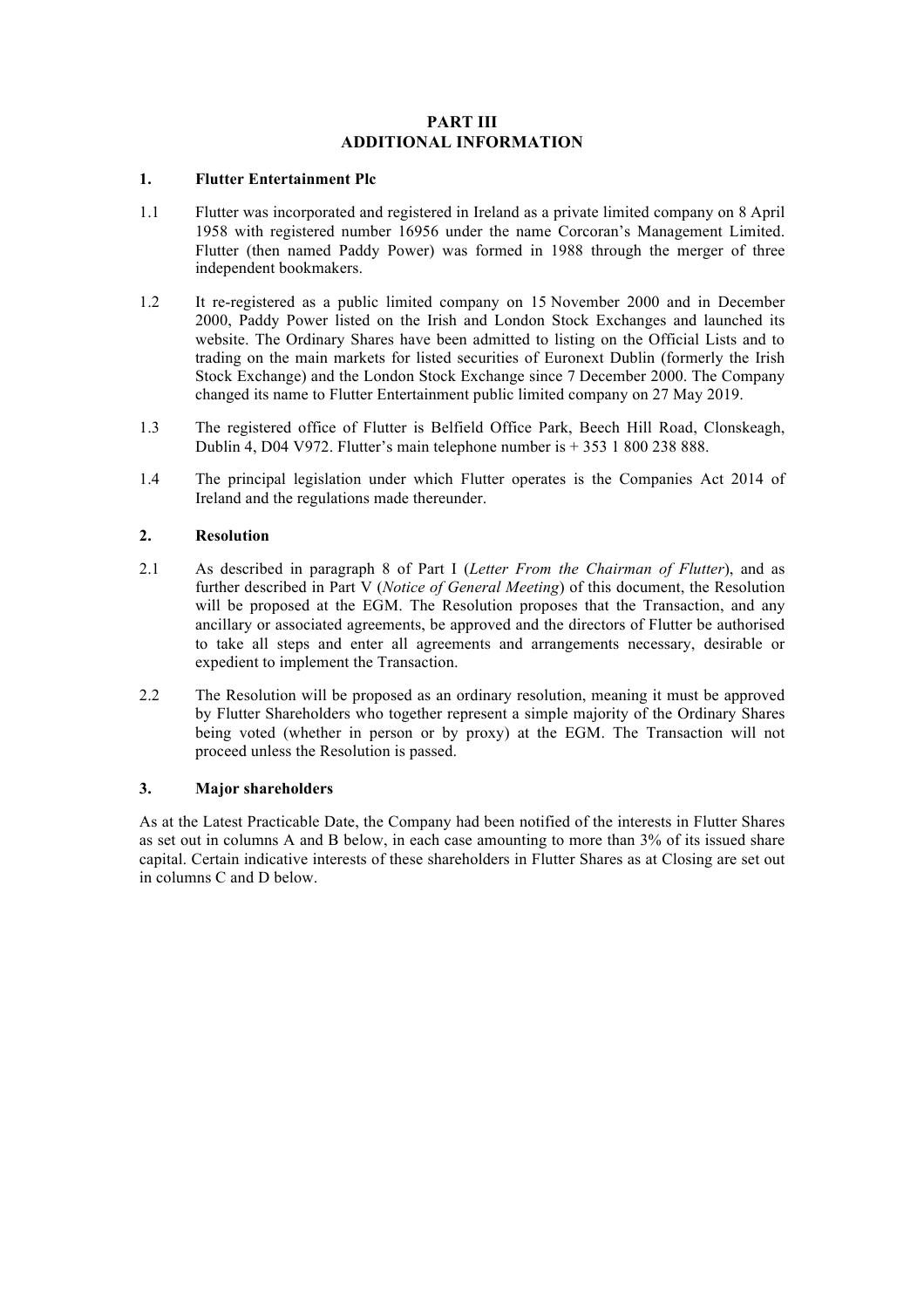# PART III
# ADDITIONAL INFORMATION

## 1. Flutter Entertainment Plc

1.1 Flutter was incorporated and registered in Ireland as a private limited company on 8 April 1958 with registered number 16956 under the name Corcoran's Management Limited. Flutter (then named Paddy Power) was formed in 1988 through the merger of three independent bookmakers.

1.2 It re-registered as a public limited company on 15 November 2000 and in December 2000, Paddy Power listed on the Irish and London Stock Exchanges and launched its website. The Ordinary Shares have been admitted to listing on the Official Lists and to trading on the main markets for listed securities of Euronext Dublin (formerly the Irish Stock Exchange) and the London Stock Exchange since 7 December 2000. The Company changed its name to Flutter Entertainment public limited company on 27 May 2019.

1.3 The registered office of Flutter is Belfield Office Park, Beech Hill Road, Clonskeagh, Dublin 4, D04 V972. Flutter's main telephone number is + 353 1 800 238 888.

1.4 The principal legislation under which Flutter operates is the Companies Act 2014 of Ireland and the regulations made thereunder.

## 2. Resolution

2.1 As described in paragraph 8 of Part I (*Letter From the Chairman of Flutter*), and as further described in Part V (*Notice of General Meeting*) of this document, the Resolution will be proposed at the EGM. The Resolution proposes that the Transaction, and any ancillary or associated agreements, be approved and the directors of Flutter be authorised to take all steps and enter all agreements and arrangements necessary, desirable or expedient to implement the Transaction.

2.2 The Resolution will be proposed as an ordinary resolution, meaning it must be approved by Flutter Shareholders who together represent a simple majority of the Ordinary Shares being voted (whether in person or by proxy) at the EGM. The Transaction will not proceed unless the Resolution is passed.

## 3. Major shareholders

As at the Latest Practicable Date, the Company had been notified of the interests in Flutter Shares as set out in columns A and B below, in each case amounting to more than 3% of its issued share capital. Certain indicative interests of these shareholders in Flutter Shares as at Closing are set out in columns C and D below.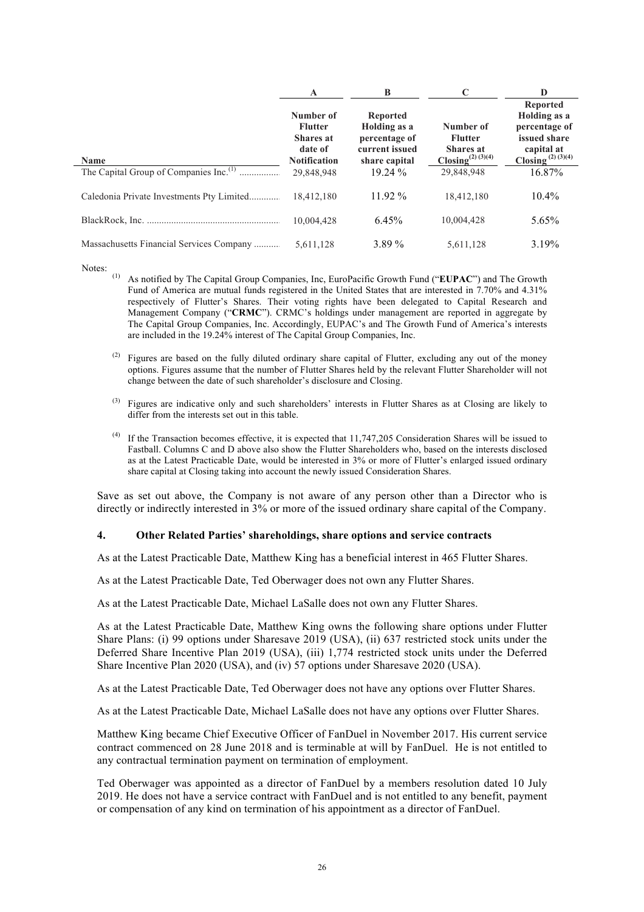| | A | B | C | D |
|---|---|---|---|---|
| **Name** | **Number of Flutter Shares at date of Notification** | **Reported Holding as a percentage of current issued share capital** | **Number of Flutter Shares at Closing[(2) (3)(4)]** | **Reported Holding as a percentage of issued share capital at Closing [(2) (3)(4)]** |
| The Capital Group of Companies Inc.[(1)] | 29,848,948 | 19.24 % | 29,848,948 | 16.87% |
| Caledonia Private Investments Pty Limited | 18,412,180 | 11.92 % | 18,412,180 | 10.4% |
| BlackRock, Inc. | 10,004,428 | 6.45% | 10,004,428 | 5.65% |
| Massachusetts Financial Services Company | 5,611,128 | 3.89 % | 5,611,128 | 3.19% |

Notes:

(1) As notified by The Capital Group Companies, Inc, EuroPacific Growth Fund ("**EUPAC**") and The Growth Fund of America are mutual funds registered in the United States that are interested in 7.70% and 4.31% respectively of Flutter's Shares. Their voting rights have been delegated to Capital Research and Management Company ("**CRMC**"). CRMC's holdings under management are reported in aggregate by The Capital Group Companies, Inc. Accordingly, EUPAC's and The Growth Fund of America's interests are included in the 19.24% interest of The Capital Group Companies, Inc.

(2) Figures are based on the fully diluted ordinary share capital of Flutter, excluding any out of the money options. Figures assume that the number of Flutter Shares held by the relevant Flutter Shareholder will not change between the date of such shareholder's disclosure and Closing.

(3) Figures are indicative only and such shareholders' interests in Flutter Shares as at Closing are likely to differ from the interests set out in this table.

(4) If the Transaction becomes effective, it is expected that 11,747,205 Consideration Shares will be issued to Fastball. Columns C and D above also show the Flutter Shareholders who, based on the interests disclosed as at the Latest Practicable Date, would be interested in 3% or more of Flutter's enlarged issued ordinary share capital at Closing taking into account the newly issued Consideration Shares.

Save as set out above, the Company is not aware of any person other than a Director who is directly or indirectly interested in 3% or more of the issued ordinary share capital of the Company.

## 4. Other Related Parties' shareholdings, share options and service contracts

As at the Latest Practicable Date, Matthew King has a beneficial interest in 465 Flutter Shares.

As at the Latest Practicable Date, Ted Oberwager does not own any Flutter Shares.

As at the Latest Practicable Date, Michael LaSalle does not own any Flutter Shares.

As at the Latest Practicable Date, Matthew King owns the following share options under Flutter Share Plans: (i) 99 options under Sharesave 2019 (USA), (ii) 637 restricted stock units under the Deferred Share Incentive Plan 2019 (USA), (iii) 1,774 restricted stock units under the Deferred Share Incentive Plan 2020 (USA), and (iv) 57 options under Sharesave 2020 (USA).

As at the Latest Practicable Date, Ted Oberwager does not have any options over Flutter Shares.

As at the Latest Practicable Date, Michael LaSalle does not have any options over Flutter Shares.

Matthew King became Chief Executive Officer of FanDuel in November 2017. His current service contract commenced on 28 June 2018 and is terminable at will by FanDuel. He is not entitled to any contractual termination payment on termination of employment.

Ted Oberwager was appointed as a director of FanDuel by a members resolution dated 10 July 2019. He does not have a service contract with FanDuel and is not entitled to any benefit, payment or compensation of any kind on termination of his appointment as a director of FanDuel.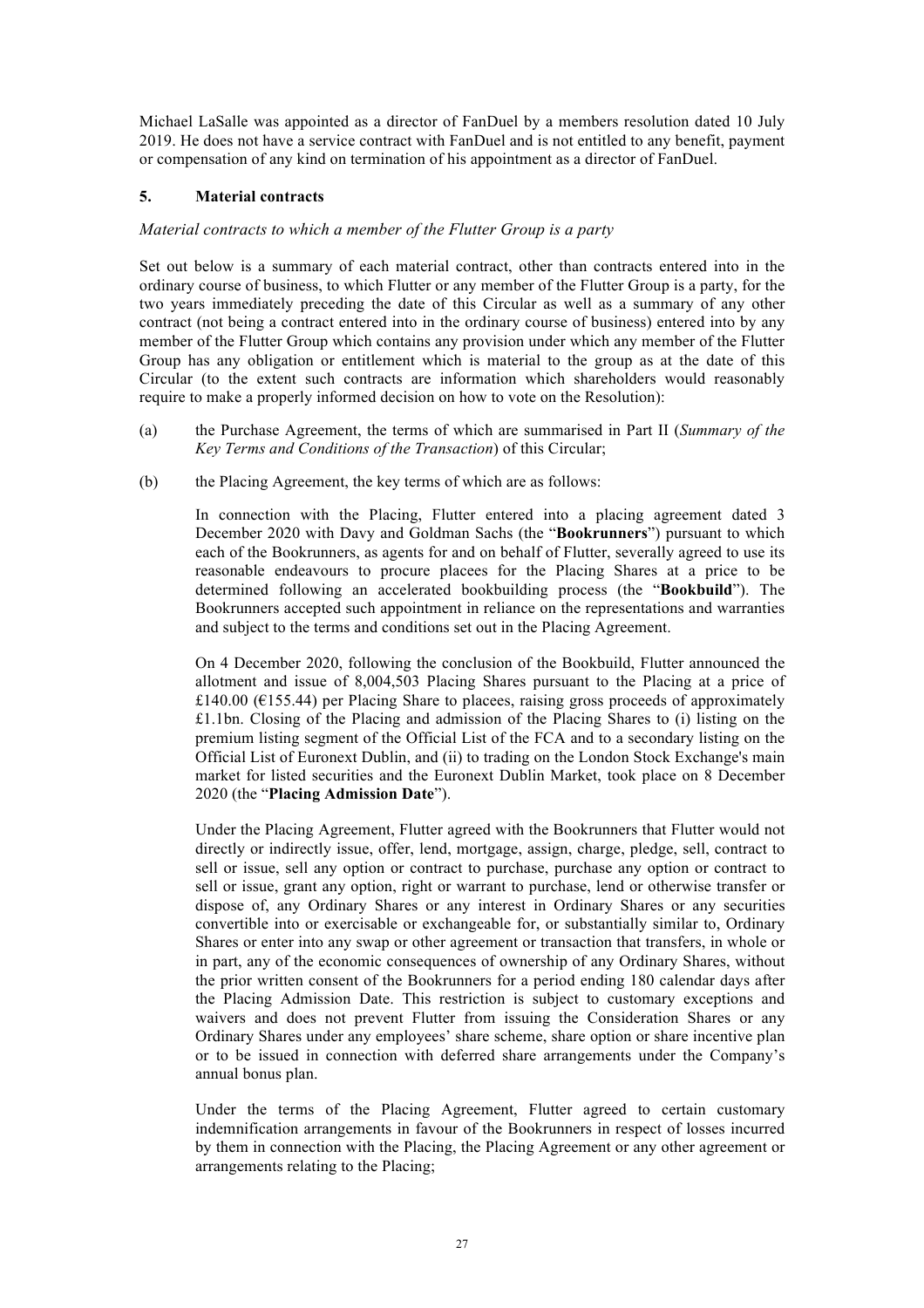Michael LaSalle was appointed as a director of FanDuel by a members resolution dated 10 July 2019. He does not have a service contract with FanDuel and is not entitled to any benefit, payment or compensation of any kind on termination of his appointment as a director of FanDuel.

## 5. Material contracts

*Material contracts to which a member of the Flutter Group is a party*

Set out below is a summary of each material contract, other than contracts entered into in the ordinary course of business, to which Flutter or any member of the Flutter Group is a party, for the two years immediately preceding the date of this Circular as well as a summary of any other contract (not being a contract entered into in the ordinary course of business) entered into by any member of the Flutter Group which contains any provision under which any member of the Flutter Group has any obligation or entitlement which is material to the group as at the date of this Circular (to the extent such contracts are information which shareholders would reasonably require to make a properly informed decision on how to vote on the Resolution):

(a) the Purchase Agreement, the terms of which are summarised in Part II (*Summary of the Key Terms and Conditions of the Transaction*) of this Circular;

(b) the Placing Agreement, the key terms of which are as follows:

In connection with the Placing, Flutter entered into a placing agreement dated 3 December 2020 with Davy and Goldman Sachs (the "**Bookrunners**") pursuant to which each of the Bookrunners, as agents for and on behalf of Flutter, severally agreed to use its reasonable endeavours to procure placees for the Placing Shares at a price to be determined following an accelerated bookbuilding process (the "**Bookbuild**"). The Bookrunners accepted such appointment in reliance on the representations and warranties and subject to the terms and conditions set out in the Placing Agreement.

On 4 December 2020, following the conclusion of the Bookbuild, Flutter announced the allotment and issue of 8,004,503 Placing Shares pursuant to the Placing at a price of £140.00 (€155.44) per Placing Share to placees, raising gross proceeds of approximately £1.1bn. Closing of the Placing and admission of the Placing Shares to (i) listing on the premium listing segment of the Official List of the FCA and to a secondary listing on the Official List of Euronext Dublin, and (ii) to trading on the London Stock Exchange's main market for listed securities and the Euronext Dublin Market, took place on 8 December 2020 (the "**Placing Admission Date**").

Under the Placing Agreement, Flutter agreed with the Bookrunners that Flutter would not directly or indirectly issue, offer, lend, mortgage, assign, charge, pledge, sell, contract to sell or issue, sell any option or contract to purchase, purchase any option or contract to sell or issue, grant any option, right or warrant to purchase, lend or otherwise transfer or dispose of, any Ordinary Shares or any interest in Ordinary Shares or any securities convertible into or exercisable or exchangeable for, or substantially similar to, Ordinary Shares or enter into any swap or other agreement or transaction that transfers, in whole or in part, any of the economic consequences of ownership of any Ordinary Shares, without the prior written consent of the Bookrunners for a period ending 180 calendar days after the Placing Admission Date. This restriction is subject to customary exceptions and waivers and does not prevent Flutter from issuing the Consideration Shares or any Ordinary Shares under any employees' share scheme, share option or share incentive plan or to be issued in connection with deferred share arrangements under the Company's annual bonus plan.

Under the terms of the Placing Agreement, Flutter agreed to certain customary indemnification arrangements in favour of the Bookrunners in respect of losses incurred by them in connection with the Placing, the Placing Agreement or any other agreement or arrangements relating to the Placing;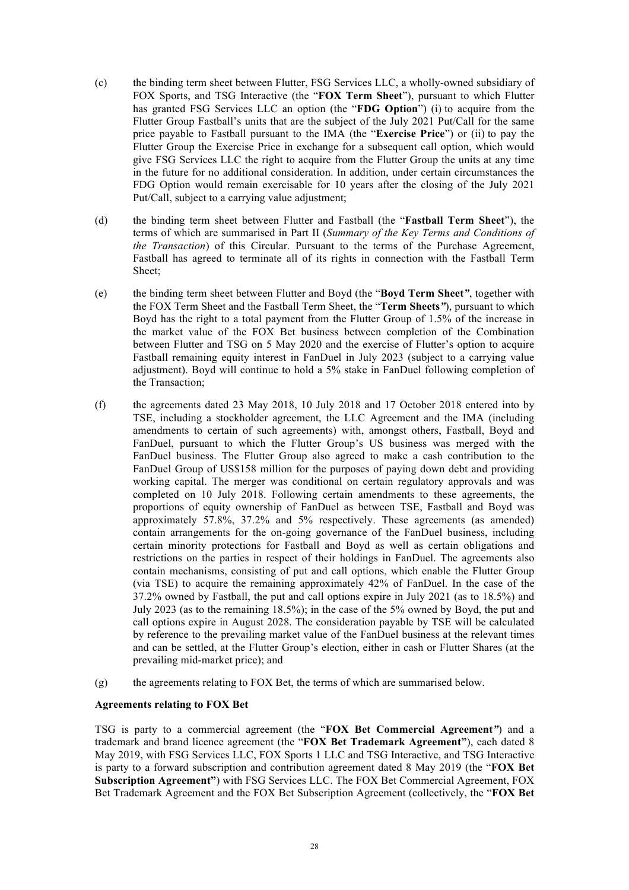(c) the binding term sheet between Flutter, FSG Services LLC, a wholly-owned subsidiary of FOX Sports, and TSG Interactive (the "**FOX Term Sheet**"), pursuant to which Flutter has granted FSG Services LLC an option (the "**FDG Option**") (i) to acquire from the Flutter Group Fastball's units that are the subject of the July 2021 Put/Call for the same price payable to Fastball pursuant to the IMA (the "**Exercise Price**") or (ii) to pay the Flutter Group the Exercise Price in exchange for a subsequent call option, which would give FSG Services LLC the right to acquire from the Flutter Group the units at any time in the future for no additional consideration. In addition, under certain circumstances the FDG Option would remain exercisable for 10 years after the closing of the July 2021 Put/Call, subject to a carrying value adjustment;

(d) the binding term sheet between Flutter and Fastball (the "**Fastball Term Sheet**"), the terms of which are summarised in Part II (*Summary of the Key Terms and Conditions of the Transaction*) of this Circular. Pursuant to the terms of the Purchase Agreement, Fastball has agreed to terminate all of its rights in connection with the Fastball Term Sheet;

(e) the binding term sheet between Flutter and Boyd (the "**Boyd Term Sheet**", together with the FOX Term Sheet and the Fastball Term Sheet, the "**Term Sheets**"), pursuant to which Boyd has the right to a total payment from the Flutter Group of 1.5% of the increase in the market value of the FOX Bet business between completion of the Combination between Flutter and TSG on 5 May 2020 and the exercise of Flutter's option to acquire Fastball remaining equity interest in FanDuel in July 2023 (subject to a carrying value adjustment). Boyd will continue to hold a 5% stake in FanDuel following completion of the Transaction;

(f) the agreements dated 23 May 2018, 10 July 2018 and 17 October 2018 entered into by TSE, including a stockholder agreement, the LLC Agreement and the IMA (including amendments to certain of such agreements) with, amongst others, Fastball, Boyd and FanDuel, pursuant to which the Flutter Group's US business was merged with the FanDuel business. The Flutter Group also agreed to make a cash contribution to the FanDuel Group of US$158 million for the purposes of paying down debt and providing working capital. The merger was conditional on certain regulatory approvals and was completed on 10 July 2018. Following certain amendments to these agreements, the proportions of equity ownership of FanDuel as between TSE, Fastball and Boyd was approximately 57.8%, 37.2% and 5% respectively. These agreements (as amended) contain arrangements for the on-going governance of the FanDuel business, including certain minority protections for Fastball and Boyd as well as certain obligations and restrictions on the parties in respect of their holdings in FanDuel. The agreements also contain mechanisms, consisting of put and call options, which enable the Flutter Group (via TSE) to acquire the remaining approximately 42% of FanDuel. In the case of the 37.2% owned by Fastball, the put and call options expire in July 2021 (as to 18.5%) and July 2023 (as to the remaining 18.5%); in the case of the 5% owned by Boyd, the put and call options expire in August 2028. The consideration payable by TSE will be calculated by reference to the prevailing market value of the FanDuel business at the relevant times and can be settled, at the Flutter Group's election, either in cash or Flutter Shares (at the prevailing mid-market price); and

(g) the agreements relating to FOX Bet, the terms of which are summarised below.

**Agreements relating to FOX Bet**

TSG is party to a commercial agreement (the "**FOX Bet Commercial Agreement**") and a trademark and brand licence agreement (the "**FOX Bet Trademark Agreement**"), each dated 8 May 2019, with FSG Services LLC, FOX Sports 1 LLC and TSG Interactive, and TSG Interactive is party to a forward subscription and contribution agreement dated 8 May 2019 (the "**FOX Bet Subscription Agreement**") with FSG Services LLC. The FOX Bet Commercial Agreement, FOX Bet Trademark Agreement and the FOX Bet Subscription Agreement (collectively, the "**FOX Bet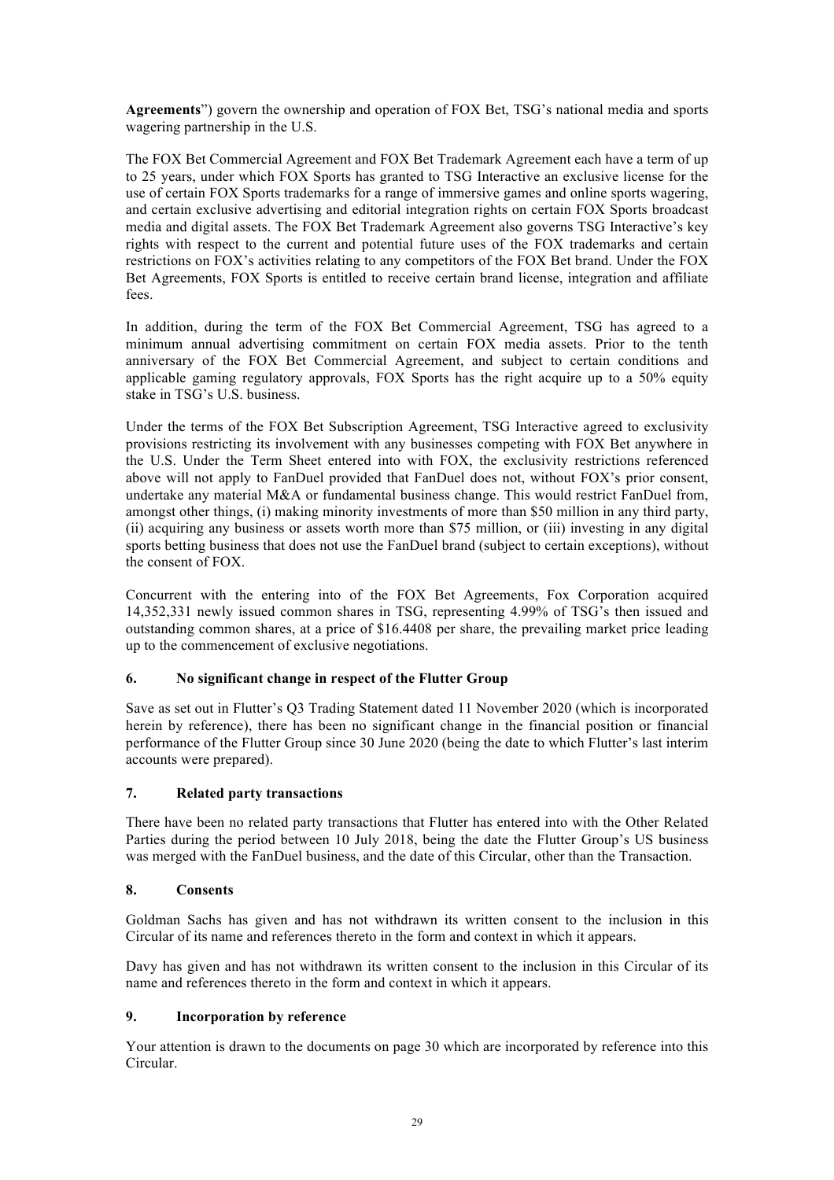**Agreements**") govern the ownership and operation of FOX Bet, TSG's national media and sports wagering partnership in the U.S.

The FOX Bet Commercial Agreement and FOX Bet Trademark Agreement each have a term of up to 25 years, under which FOX Sports has granted to TSG Interactive an exclusive license for the use of certain FOX Sports trademarks for a range of immersive games and online sports wagering, and certain exclusive advertising and editorial integration rights on certain FOX Sports broadcast media and digital assets. The FOX Bet Trademark Agreement also governs TSG Interactive's key rights with respect to the current and potential future uses of the FOX trademarks and certain restrictions on FOX's activities relating to any competitors of the FOX Bet brand. Under the FOX Bet Agreements, FOX Sports is entitled to receive certain brand license, integration and affiliate fees.

In addition, during the term of the FOX Bet Commercial Agreement, TSG has agreed to a minimum annual advertising commitment on certain FOX media assets. Prior to the tenth anniversary of the FOX Bet Commercial Agreement, and subject to certain conditions and applicable gaming regulatory approvals, FOX Sports has the right acquire up to a 50% equity stake in TSG's U.S. business.

Under the terms of the FOX Bet Subscription Agreement, TSG Interactive agreed to exclusivity provisions restricting its involvement with any businesses competing with FOX Bet anywhere in the U.S. Under the Term Sheet entered into with FOX, the exclusivity restrictions referenced above will not apply to FanDuel provided that FanDuel does not, without FOX's prior consent, undertake any material M&A or fundamental business change. This would restrict FanDuel from, amongst other things, (i) making minority investments of more than $50 million in any third party, (ii) acquiring any business or assets worth more than $75 million, or (iii) investing in any digital sports betting business that does not use the FanDuel brand (subject to certain exceptions), without the consent of FOX.

Concurrent with the entering into of the FOX Bet Agreements, Fox Corporation acquired 14,352,331 newly issued common shares in TSG, representing 4.99% of TSG's then issued and outstanding common shares, at a price of $16.4408 per share, the prevailing market price leading up to the commencement of exclusive negotiations.

## 6. No significant change in respect of the Flutter Group

Save as set out in Flutter's Q3 Trading Statement dated 11 November 2020 (which is incorporated herein by reference), there has been no significant change in the financial position or financial performance of the Flutter Group since 30 June 2020 (being the date to which Flutter's last interim accounts were prepared).

## 7. Related party transactions

There have been no related party transactions that Flutter has entered into with the Other Related Parties during the period between 10 July 2018, being the date the Flutter Group's US business was merged with the FanDuel business, and the date of this Circular, other than the Transaction.

## 8. Consents

Goldman Sachs has given and has not withdrawn its written consent to the inclusion in this Circular of its name and references thereto in the form and context in which it appears.

Davy has given and has not withdrawn its written consent to the inclusion in this Circular of its name and references thereto in the form and context in which it appears.

## 9. Incorporation by reference

Your attention is drawn to the documents on page 30 which are incorporated by reference into this Circular.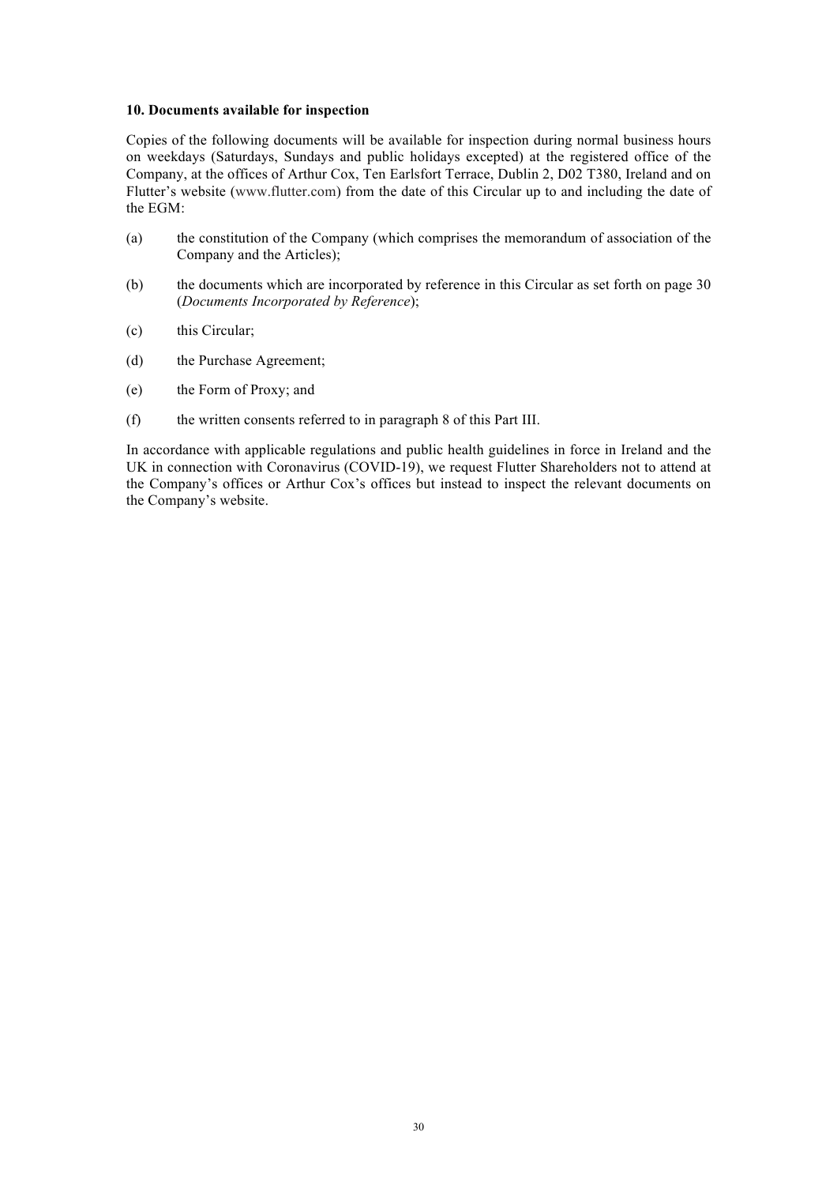**10. Documents available for inspection**

Copies of the following documents will be available for inspection during normal business hours on weekdays (Saturdays, Sundays and public holidays excepted) at the registered office of the Company, at the offices of Arthur Cox, Ten Earlsfort Terrace, Dublin 2, D02 T380, Ireland and on Flutter's website (www.flutter.com) from the date of this Circular up to and including the date of the EGM:

(a) the constitution of the Company (which comprises the memorandum of association of the Company and the Articles);

(b) the documents which are incorporated by reference in this Circular as set forth on page 30 (*Documents Incorporated by Reference*);

(c) this Circular;

(d) the Purchase Agreement;

(e) the Form of Proxy; and

(f) the written consents referred to in paragraph 8 of this Part III.

In accordance with applicable regulations and public health guidelines in force in Ireland and the UK in connection with Coronavirus (COVID-19), we request Flutter Shareholders not to attend at the Company's offices or Arthur Cox's offices but instead to inspect the relevant documents on the Company's website.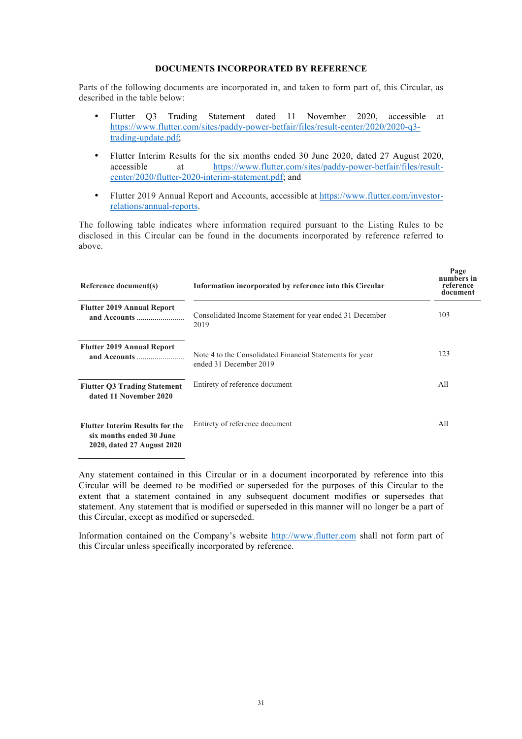## DOCUMENTS INCORPORATED BY REFERENCE

Parts of the following documents are incorporated in, and taken to form part of, this Circular, as described in the table below:

- Flutter Q3 Trading Statement dated 11 November 2020, accessible at https://www.flutter.com/sites/paddy-power-betfair/files/result-center/2020/2020-q3-trading-update.pdf;
- Flutter Interim Results for the six months ended 30 June 2020, dated 27 August 2020, accessible at https://www.flutter.com/sites/paddy-power-betfair/files/result-center/2020/flutter-2020-interim-statement.pdf; and
- Flutter 2019 Annual Report and Accounts, accessible at https://www.flutter.com/investor-relations/annual-reports.

The following table indicates where information required pursuant to the Listing Rules to be disclosed in this Circular can be found in the documents incorporated by reference referred to above.

| Reference document(s) | Information incorporated by reference into this Circular | Page numbers in reference document |
|---|---|---|
| **Flutter 2019 Annual Report and Accounts** ........................ | Consolidated Income Statement for year ended 31 December 2019 | 103 |
| **Flutter 2019 Annual Report and Accounts** ........................ | Note 4 to the Consolidated Financial Statements for year ended 31 December 2019 | 123 |
| **Flutter Q3 Trading Statement dated 11 November 2020** | Entirety of reference document | All |
| **Flutter Interim Results for the six months ended 30 June 2020, dated 27 August 2020** | Entirety of reference document | All |

Any statement contained in this Circular or in a document incorporated by reference into this Circular will be deemed to be modified or superseded for the purposes of this Circular to the extent that a statement contained in any subsequent document modifies or supersedes that statement. Any statement that is modified or superseded in this manner will no longer be a part of this Circular, except as modified or superseded.

Information contained on the Company's website http://www.flutter.com shall not form part of this Circular unless specifically incorporated by reference.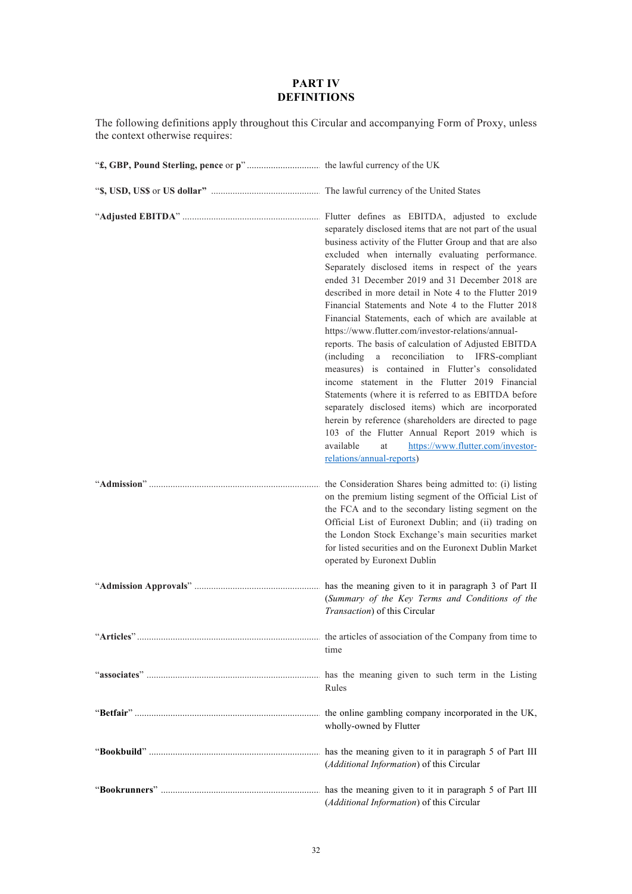# PART IV
# DEFINITIONS

The following definitions apply throughout this Circular and accompanying Form of Proxy, unless the context otherwise requires:

| | |
|---|---|
| "**£, GBP, Pound Sterling, pence** or **p**" | the lawful currency of the UK |
| "**$, USD, US$** or **US dollar**" | The lawful currency of the United States |
| "**Adjusted EBITDA**" | Flutter defines as EBITDA, adjusted to exclude separately disclosed items that are not part of the usual business activity of the Flutter Group and that are also excluded when internally evaluating performance. Separately disclosed items in respect of the years ended 31 December 2019 and 31 December 2018 are described in more detail in Note 4 to the Flutter 2019 Financial Statements and Note 4 to the Flutter 2018 Financial Statements, each of which are available at https://www.flutter.com/investor-relations/annual-reports. The basis of calculation of Adjusted EBITDA (including a reconciliation to IFRS-compliant measures) is contained in Flutter's consolidated income statement in the Flutter 2019 Financial Statements (where it is referred to as EBITDA before separately disclosed items) which are incorporated herein by reference (shareholders are directed to page 103 of the Flutter Annual Report 2019 which is available at https://www.flutter.com/investor-relations/annual-reports) |
| "**Admission**" | the Consideration Shares being admitted to: (i) listing on the premium listing segment of the Official List of the FCA and to the secondary listing segment on the Official List of Euronext Dublin; and (ii) trading on the London Stock Exchange's main securities market for listed securities and on the Euronext Dublin Market operated by Euronext Dublin |
| "**Admission Approvals**" | has the meaning given to it in paragraph 3 of Part II (*Summary of the Key Terms and Conditions of the Transaction*) of this Circular |
| "**Articles**" | the articles of association of the Company from time to time |
| "**associates**" | has the meaning given to such term in the Listing Rules |
| "**Betfair**" | the online gambling company incorporated in the UK, wholly-owned by Flutter |
| "**Bookbuild**" | has the meaning given to it in paragraph 5 of Part III (*Additional Information*) of this Circular |
| "**Bookrunners**" | has the meaning given to it in paragraph 5 of Part III (*Additional Information*) of this Circular |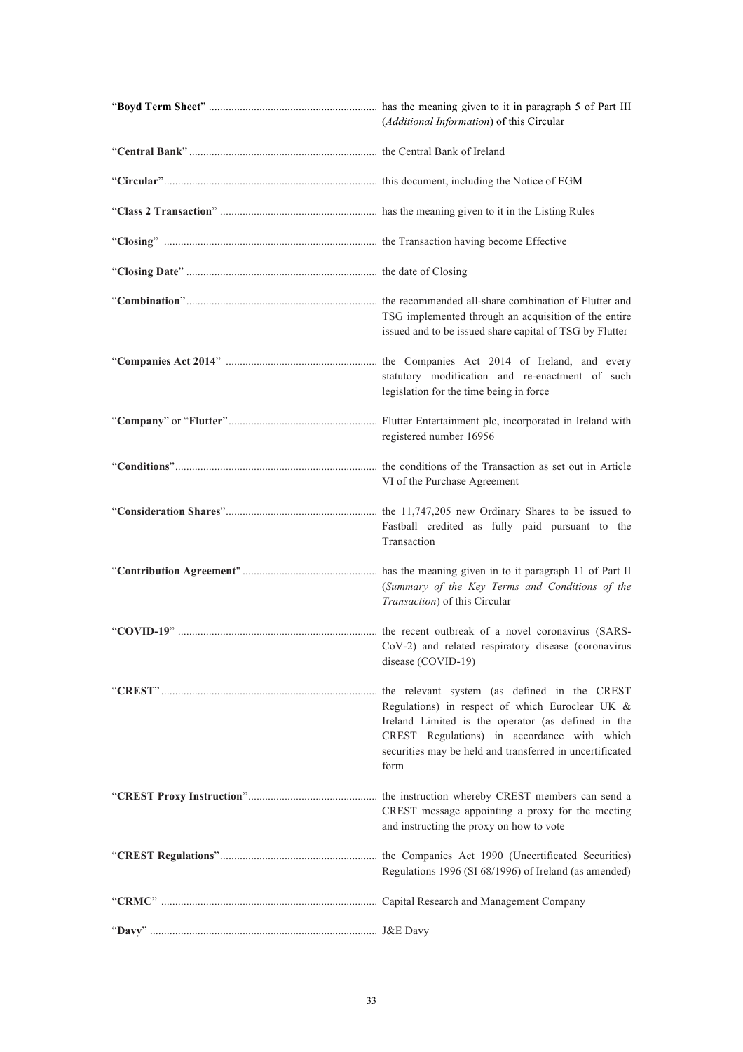| | |
|---|---|
| "**Boyd Term Sheet**" | has the meaning given to it in paragraph 5 of Part III (*Additional Information*) of this Circular |
| "**Central Bank**" | the Central Bank of Ireland |
| "**Circular**" | this document, including the Notice of EGM |
| "**Class 2 Transaction**" | has the meaning given to it in the Listing Rules |
| "**Closing**" | the Transaction having become Effective |
| "**Closing Date**" | the date of Closing |
| "**Combination**" | the recommended all-share combination of Flutter and TSG implemented through an acquisition of the entire issued and to be issued share capital of TSG by Flutter |
| "**Companies Act 2014**" | the Companies Act 2014 of Ireland, and every statutory modification and re-enactment of such legislation for the time being in force |
| "**Company**" or "**Flutter**" | Flutter Entertainment plc, incorporated in Ireland with registered number 16956 |
| "**Conditions**" | the conditions of the Transaction as set out in Article VI of the Purchase Agreement |
| "**Consideration Shares**" | the 11,747,205 new Ordinary Shares to be issued to Fastball credited as fully paid pursuant to the Transaction |
| "**Contribution Agreement**" | has the meaning given in to it paragraph 11 of Part II (*Summary of the Key Terms and Conditions of the Transaction*) of this Circular |
| "**COVID-19**" | the recent outbreak of a novel coronavirus (SARS-CoV-2) and related respiratory disease (coronavirus disease (COVID-19) |
| "**CREST**" | the relevant system (as defined in the CREST Regulations) in respect of which Euroclear UK & Ireland Limited is the operator (as defined in the CREST Regulations) in accordance with which securities may be held and transferred in uncertificated form |
| "**CREST Proxy Instruction**" | the instruction whereby CREST members can send a CREST message appointing a proxy for the meeting and instructing the proxy on how to vote |
| "**CREST Regulations**" | the Companies Act 1990 (Uncertificated Securities) Regulations 1996 (SI 68/1996) of Ireland (as amended) |
| "**CRMC**" | Capital Research and Management Company |
| "**Davy**" | J&E Davy |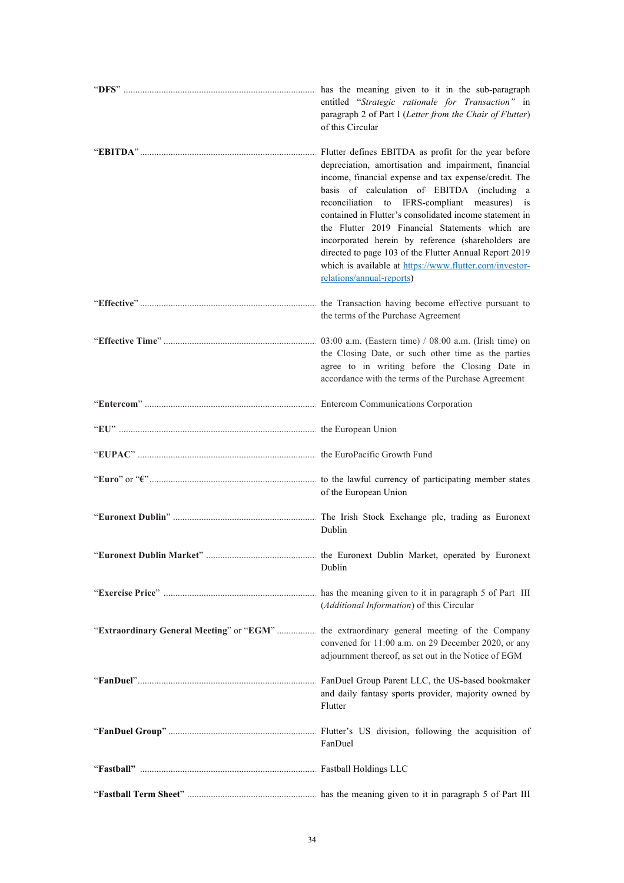| | |
|---|---|
| "**DFS**" | has the meaning given to it in the sub-paragraph entitled "*Strategic rationale for Transaction"* in paragraph 2 of Part I (*Letter from the Chair of Flutter*) of this Circular |
| "**EBITDA**" | Flutter defines EBITDA as profit for the year before depreciation, amortisation and impairment, financial income, financial expense and tax expense/credit. The basis of calculation of EBITDA (including a reconciliation to IFRS-compliant measures) is contained in Flutter's consolidated income statement in the Flutter 2019 Financial Statements which are incorporated herein by reference (shareholders are directed to page 103 of the Flutter Annual Report 2019 which is available at https://www.flutter.com/investor-relations/annual-reports) |
| "**Effective**" | the Transaction having become effective pursuant to the terms of the Purchase Agreement |
| "**Effective Time**" | 03:00 a.m. (Eastern time) / 08:00 a.m. (Irish time) on the Closing Date, or such other time as the parties agree to in writing before the Closing Date in accordance with the terms of the Purchase Agreement |
| "**Entercom**" | Entercom Communications Corporation |
| "**EU**" | the European Union |
| "**EUPAC**" | the EuroPacific Growth Fund |
| "**Euro**" or "**€**" | to the lawful currency of participating member states of the European Union |
| "**Euronext Dublin**" | The Irish Stock Exchange plc, trading as Euronext Dublin |
| "**Euronext Dublin Market**" | the Euronext Dublin Market, operated by Euronext Dublin |
| "**Exercise Price**" | has the meaning given to it in paragraph 5 of Part III (*Additional Information*) of this Circular |
| "**Extraordinary General Meeting**" or "**EGM**" | the extraordinary general meeting of the Company convened for 11:00 a.m. on 29 December 2020, or any adjournment thereof, as set out in the Notice of EGM |
| "**FanDuel**" | FanDuel Group Parent LLC, the US-based bookmaker and daily fantasy sports provider, majority owned by Flutter |
| "**FanDuel Group**" | Flutter's US division, following the acquisition of FanDuel |
| "**Fastball**" | Fastball Holdings LLC |
| "**Fastball Term Sheet**" | has the meaning given to it in paragraph 5 of Part III |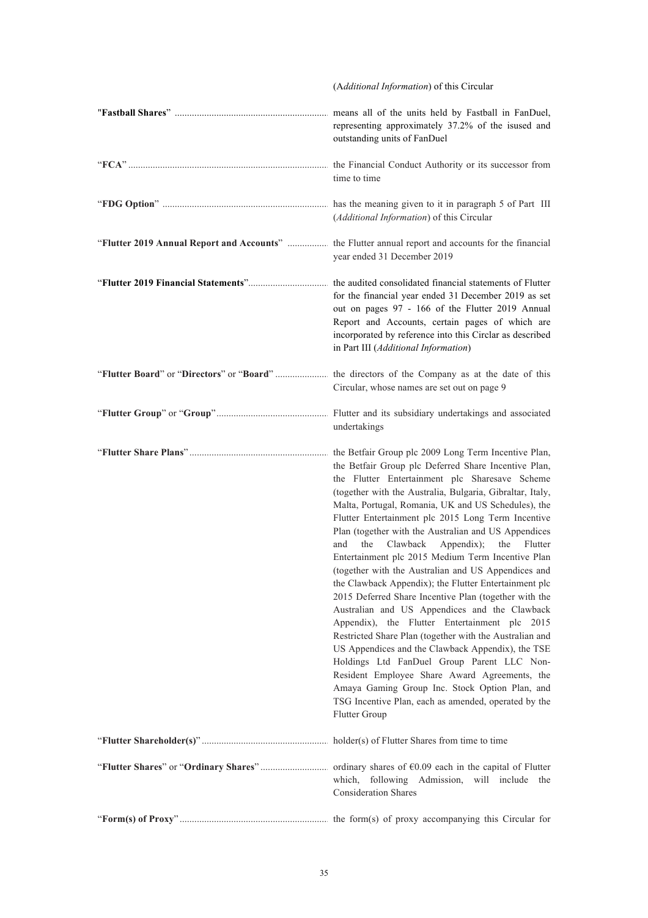(*Additional Information*) of this Circular

| | |
|---|---|
| "**Fastball Shares**" | means all of the units held by Fastball in FanDuel, representing approximately 37.2% of the isused and outstanding units of FanDuel |
| "**FCA**" | the Financial Conduct Authority or its successor from time to time |
| "**FDG Option**" | has the meaning given to it in paragraph 5 of Part III (*Additional Information*) of this Circular |
| "**Flutter 2019 Annual Report and Accounts**" | the Flutter annual report and accounts for the financial year ended 31 December 2019 |
| "**Flutter 2019 Financial Statements**" | the audited consolidated financial statements of Flutter for the financial year ended 31 December 2019 as set out on pages 97 - 166 of the Flutter 2019 Annual Report and Accounts, certain pages of which are incorporated by reference into this Circlar as described in Part III (*Additional Information*) |
| "**Flutter Board**" or "**Directors**" or "**Board**" | the directors of the Company as at the date of this Circular, whose names are set out on page 9 |
| "**Flutter Group**" or "**Group**" | Flutter and its subsidiary undertakings and associated undertakings |
| "**Flutter Share Plans**" | the Betfair Group plc 2009 Long Term Incentive Plan, the Betfair Group plc Deferred Share Incentive Plan, the Flutter Entertainment plc Sharesave Scheme (together with the Australia, Bulgaria, Gibraltar, Italy, Malta, Portugal, Romania, UK and US Schedules), the Flutter Entertainment plc 2015 Long Term Incentive Plan (together with the Australian and US Appendices and the Clawback Appendix); the Flutter Entertainment plc 2015 Medium Term Incentive Plan (together with the Australian and US Appendices and the Clawback Appendix); the Flutter Entertainment plc 2015 Deferred Share Incentive Plan (together with the Australian and US Appendices and the Clawback Appendix), the Flutter Entertainment plc 2015 Restricted Share Plan (together with the Australian and US Appendices and the Clawback Appendix), the TSE Holdings Ltd FanDuel Group Parent LLC Non-Resident Employee Share Award Agreements, the Amaya Gaming Group Inc. Stock Option Plan, and TSG Incentive Plan, each as amended, operated by the Flutter Group |
| "**Flutter Shareholder(s)**" | holder(s) of Flutter Shares from time to time |
| "**Flutter Shares**" or "**Ordinary Shares**" | ordinary shares of €0.09 each in the capital of Flutter which, following Admission, will include the Consideration Shares |
| "**Form(s) of Proxy**" | the form(s) of proxy accompanying this Circular for |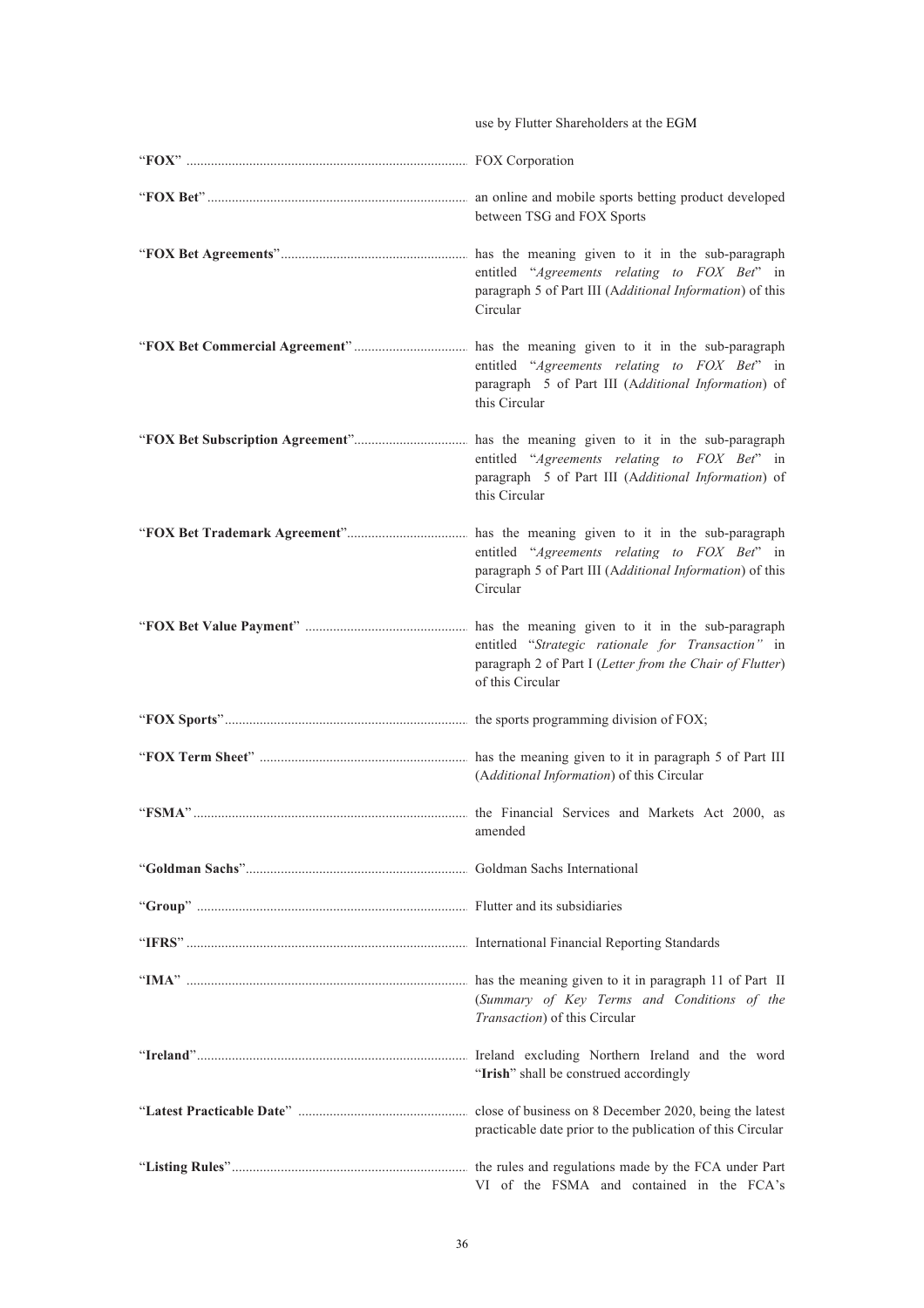| | |
|---|---|
| | use by Flutter Shareholders at the EGM |
| "**FOX**" | FOX Corporation |
| "**FOX Bet**" | an online and mobile sports betting product developed between TSG and FOX Sports |
| "**FOX Bet Agreements**" | has the meaning given to it in the sub-paragraph entitled "*Agreements relating to FOX Bet*" in paragraph 5 of Part III (*Additional Information*) of this Circular |
| "**FOX Bet Commercial Agreement**" | has the meaning given to it in the sub-paragraph entitled "*Agreements relating to FOX Bet*" in paragraph 5 of Part III (*Additional Information*) of this Circular |
| "**FOX Bet Subscription Agreement**" | has the meaning given to it in the sub-paragraph entitled "*Agreements relating to FOX Bet*" in paragraph 5 of Part III (*Additional Information*) of this Circular |
| "**FOX Bet Trademark Agreement**" | has the meaning given to it in the sub-paragraph entitled "*Agreements relating to FOX Bet*" in paragraph 5 of Part III (*Additional Information*) of this Circular |
| "**FOX Bet Value Payment**" | has the meaning given to it in the sub-paragraph entitled "*Strategic rationale for Transaction*" in paragraph 2 of Part I (*Letter from the Chair of Flutter*) of this Circular |
| "**FOX Sports**" | the sports programming division of FOX; |
| "**FOX Term Sheet**" | has the meaning given to it in paragraph 5 of Part III (*Additional Information*) of this Circular |
| "**FSMA**" | the Financial Services and Markets Act 2000, as amended |
| "**Goldman Sachs**" | Goldman Sachs International |
| "**Group**" | Flutter and its subsidiaries |
| "**IFRS**" | International Financial Reporting Standards |
| "**IMA**" | has the meaning given to it in paragraph 11 of Part II (*Summary of Key Terms and Conditions of the Transaction*) of this Circular |
| "**Ireland**" | Ireland excluding Northern Ireland and the word "**Irish**" shall be construed accordingly |
| "**Latest Practicable Date**" | close of business on 8 December 2020, being the latest practicable date prior to the publication of this Circular |
| "**Listing Rules**" | the rules and regulations made by the FCA under Part VI of the FSMA and contained in the FCA's |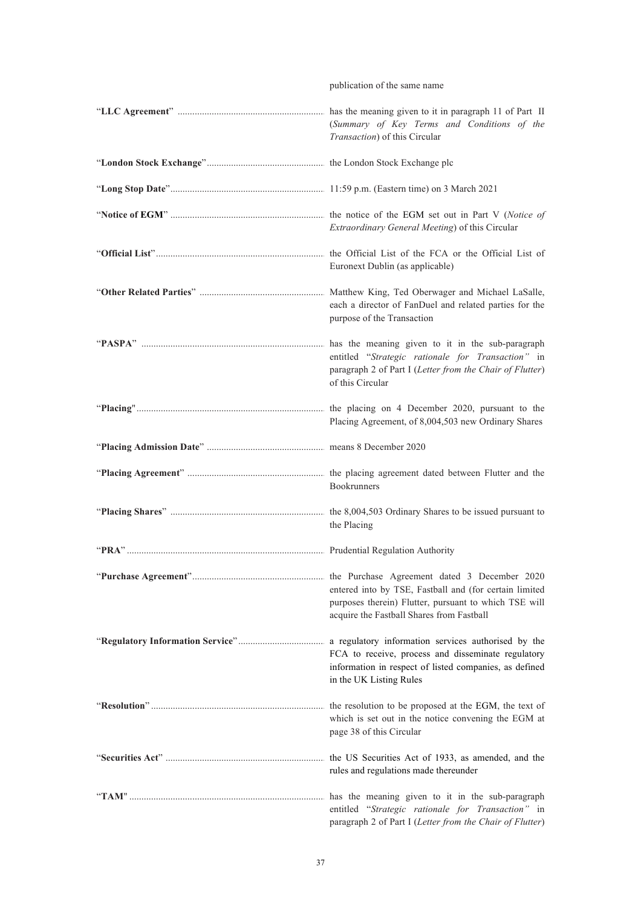publication of the same name

| | |
|---|---|
| "**LLC Agreement**" | has the meaning given to it in paragraph 11 of Part II (*Summary of Key Terms and Conditions of the Transaction*) of this Circular |
| "**London Stock Exchange**" | the London Stock Exchange plc |
| "**Long Stop Date**" | 11:59 p.m. (Eastern time) on 3 March 2021 |
| "**Notice of EGM**" | the notice of the EGM set out in Part V (*Notice of Extraordinary General Meeting*) of this Circular |
| "**Official List**" | the Official List of the FCA or the Official List of Euronext Dublin (as applicable) |
| "**Other Related Parties**" | Matthew King, Ted Oberwager and Michael LaSalle, each a director of FanDuel and related parties for the purpose of the Transaction |
| "**PASPA**" | has the meaning given to it in the sub-paragraph entitled "*Strategic rationale for Transaction"* in paragraph 2 of Part I (*Letter from the Chair of Flutter*) of this Circular |
| "**Placing**" | the placing on 4 December 2020, pursuant to the Placing Agreement, of 8,004,503 new Ordinary Shares |
| "**Placing Admission Date**" | means 8 December 2020 |
| "**Placing Agreement**" | the placing agreement dated between Flutter and the Bookrunners |
| "**Placing Shares**" | the 8,004,503 Ordinary Shares to be issued pursuant to the Placing |
| "**PRA**" | Prudential Regulation Authority |
| "**Purchase Agreement**" | the Purchase Agreement dated 3 December 2020 entered into by TSE, Fastball and (for certain limited purposes therein) Flutter, pursuant to which TSE will acquire the Fastball Shares from Fastball |
| "**Regulatory Information Service**" | a regulatory information services authorised by the FCA to receive, process and disseminate regulatory information in respect of listed companies, as defined in the UK Listing Rules |
| "**Resolution**" | the resolution to be proposed at the EGM, the text of which is set out in the notice convening the EGM at page 38 of this Circular |
| "**Securities Act**" | the US Securities Act of 1933, as amended, and the rules and regulations made thereunder |
| "**TAM**" | has the meaning given to it in the sub-paragraph entitled "*Strategic rationale for Transaction"* in paragraph 2 of Part I (*Letter from the Chair of Flutter*) |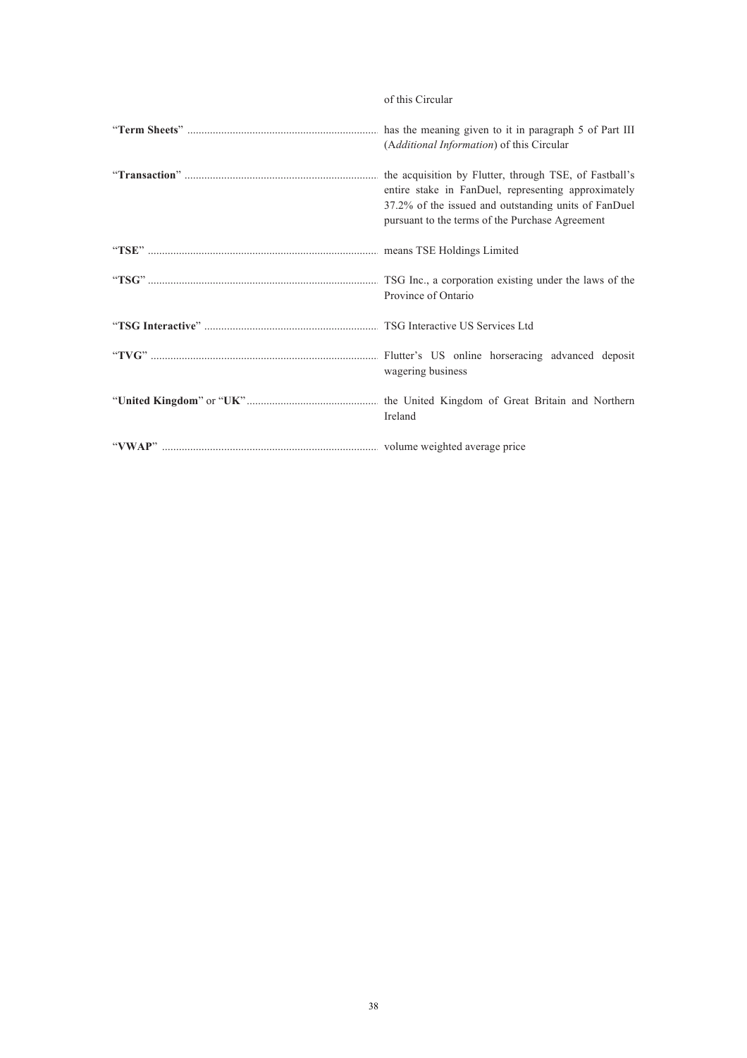of this Circular

| | |
|---|---|
| "**Term Sheets**" | has the meaning given to it in paragraph 5 of Part III (*Additional Information*) of this Circular |
| "**Transaction**" | the acquisition by Flutter, through TSE, of Fastball's entire stake in FanDuel, representing approximately 37.2% of the issued and outstanding units of FanDuel pursuant to the terms of the Purchase Agreement |
| "**TSE**" | means TSE Holdings Limited |
| "**TSG**" | TSG Inc., a corporation existing under the laws of the Province of Ontario |
| "**TSG Interactive**" | TSG Interactive US Services Ltd |
| "**TVG**" | Flutter's US online horseracing advanced deposit wagering business |
| "**United Kingdom**" or "**UK**" | the United Kingdom of Great Britain and Northern Ireland |
| "**VWAP**" | volume weighted average price |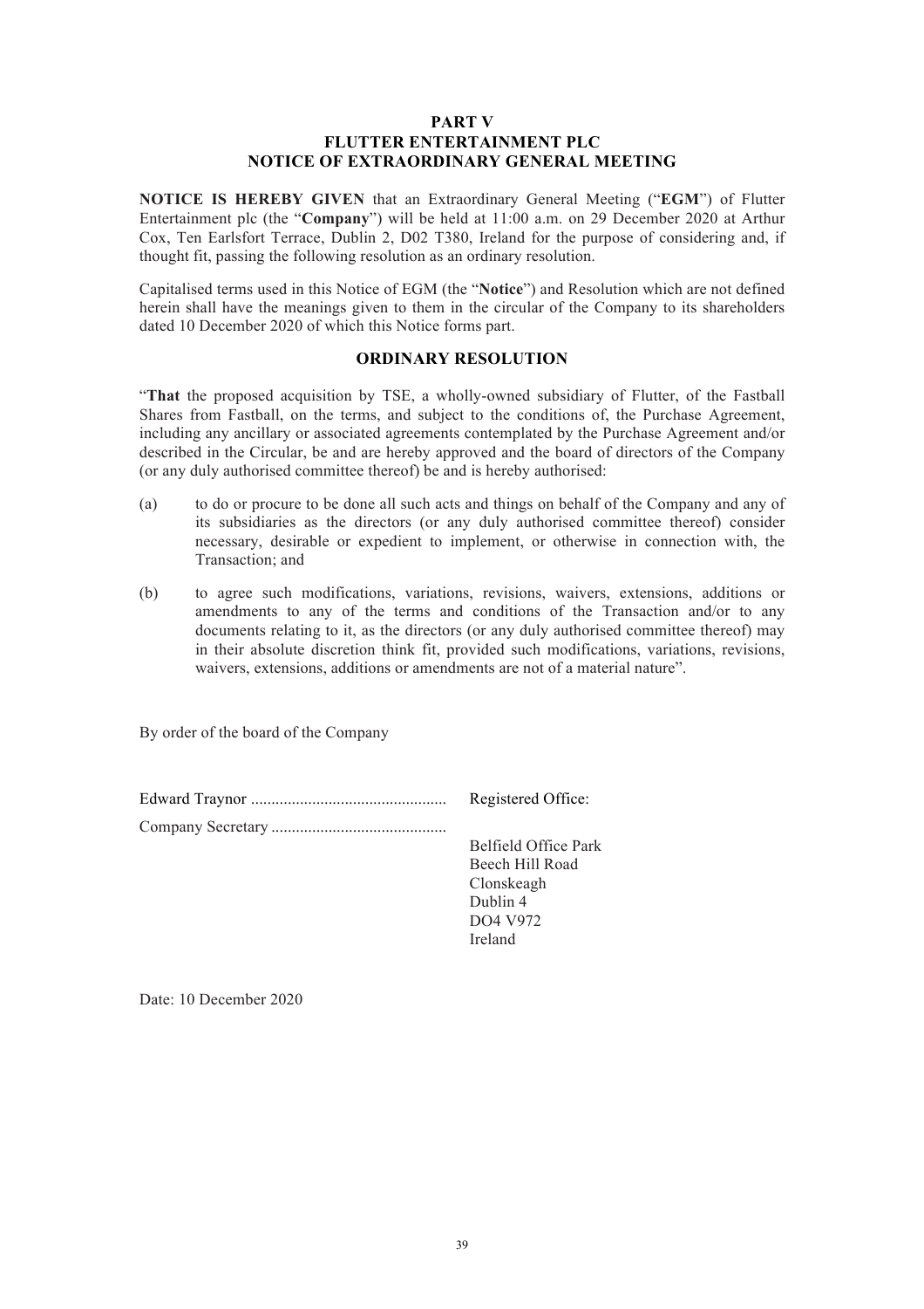# PART V
# FLUTTER ENTERTAINMENT PLC
# NOTICE OF EXTRAORDINARY GENERAL MEETING

**NOTICE IS HEREBY GIVEN** that an Extraordinary General Meeting ("**EGM**") of Flutter Entertainment plc (the "**Company**") will be held at 11:00 a.m. on 29 December 2020 at Arthur Cox, Ten Earlsfort Terrace, Dublin 2, D02 T380, Ireland for the purpose of considering and, if thought fit, passing the following resolution as an ordinary resolution.

Capitalised terms used in this Notice of EGM (the "**Notice**") and Resolution which are not defined herein shall have the meanings given to them in the circular of the Company to its shareholders dated 10 December 2020 of which this Notice forms part.

## ORDINARY RESOLUTION

"**That** the proposed acquisition by TSE, a wholly-owned subsidiary of Flutter, of the Fastball Shares from Fastball, on the terms, and subject to the conditions of, the Purchase Agreement, including any ancillary or associated agreements contemplated by the Purchase Agreement and/or described in the Circular, be and are hereby approved and the board of directors of the Company (or any duly authorised committee thereof) be and is hereby authorised:

(a) to do or procure to be done all such acts and things on behalf of the Company and any of its subsidiaries as the directors (or any duly authorised committee thereof) consider necessary, desirable or expedient to implement, or otherwise in connection with, the Transaction; and

(b) to agree such modifications, variations, revisions, waivers, extensions, additions or amendments to any of the terms and conditions of the Transaction and/or to any documents relating to it, as the directors (or any duly authorised committee thereof) may in their absolute discretion think fit, provided such modifications, variations, revisions, waivers, extensions, additions or amendments are not of a material nature".

By order of the board of the Company

Edward Traynor ................................................

Company Secretary ...........................................

Registered Office:

Belfield Office Park
Beech Hill Road
Clonskeagh
Dublin 4
DO4 V972
Ireland

Date: 10 December 2020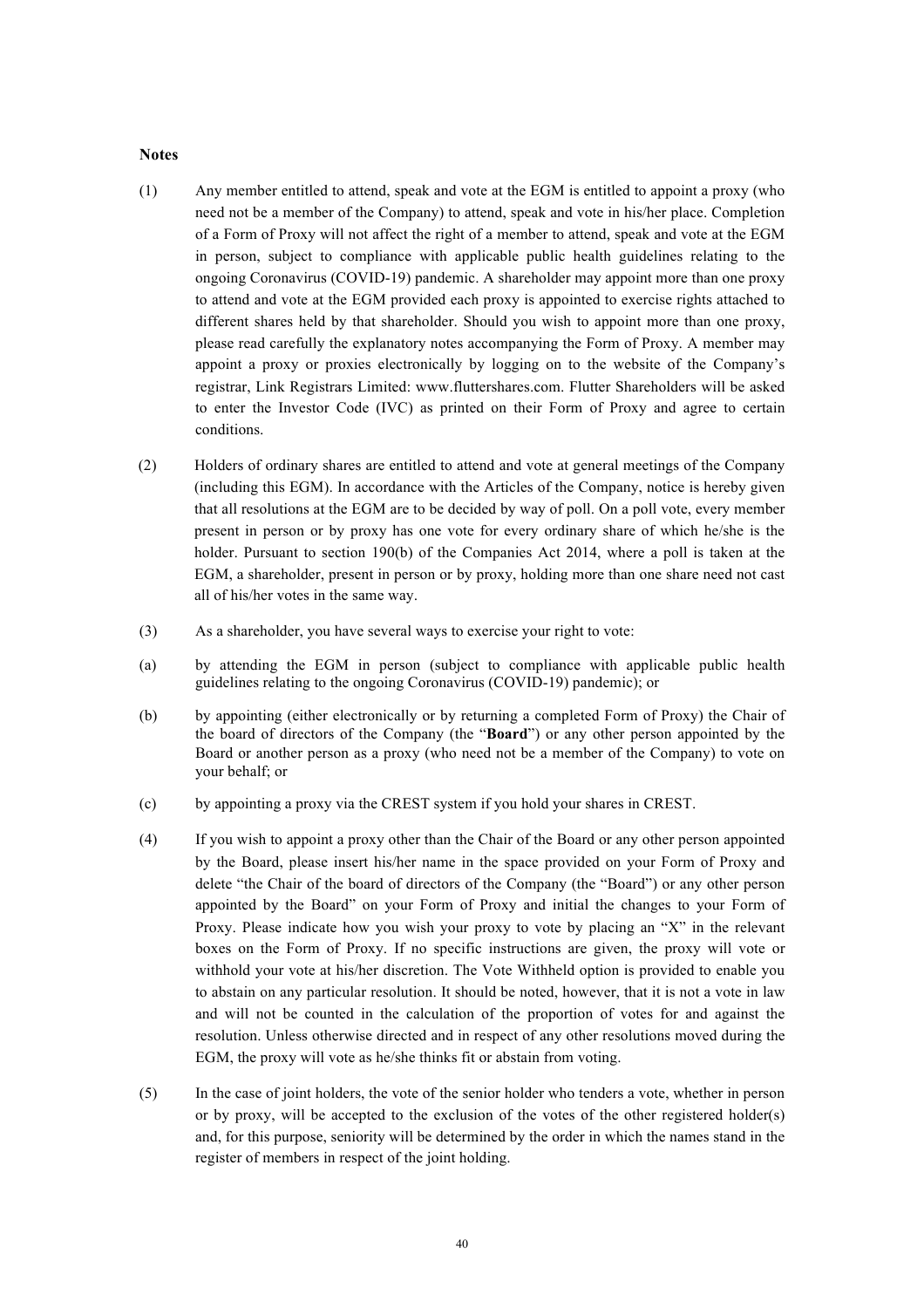**Notes**

(1) Any member entitled to attend, speak and vote at the EGM is entitled to appoint a proxy (who need not be a member of the Company) to attend, speak and vote in his/her place. Completion of a Form of Proxy will not affect the right of a member to attend, speak and vote at the EGM in person, subject to compliance with applicable public health guidelines relating to the ongoing Coronavirus (COVID-19) pandemic. A shareholder may appoint more than one proxy to attend and vote at the EGM provided each proxy is appointed to exercise rights attached to different shares held by that shareholder. Should you wish to appoint more than one proxy, please read carefully the explanatory notes accompanying the Form of Proxy. A member may appoint a proxy or proxies electronically by logging on to the website of the Company's registrar, Link Registrars Limited: www.fluttershares.com. Flutter Shareholders will be asked to enter the Investor Code (IVC) as printed on their Form of Proxy and agree to certain conditions.

(2) Holders of ordinary shares are entitled to attend and vote at general meetings of the Company (including this EGM). In accordance with the Articles of the Company, notice is hereby given that all resolutions at the EGM are to be decided by way of poll. On a poll vote, every member present in person or by proxy has one vote for every ordinary share of which he/she is the holder. Pursuant to section 190(b) of the Companies Act 2014, where a poll is taken at the EGM, a shareholder, present in person or by proxy, holding more than one share need not cast all of his/her votes in the same way.

(3) As a shareholder, you have several ways to exercise your right to vote:

(a) by attending the EGM in person (subject to compliance with applicable public health guidelines relating to the ongoing Coronavirus (COVID-19) pandemic); or

(b) by appointing (either electronically or by returning a completed Form of Proxy) the Chair of the board of directors of the Company (the "**Board**") or any other person appointed by the Board or another person as a proxy (who need not be a member of the Company) to vote on your behalf; or

(c) by appointing a proxy via the CREST system if you hold your shares in CREST.

(4) If you wish to appoint a proxy other than the Chair of the Board or any other person appointed by the Board, please insert his/her name in the space provided on your Form of Proxy and delete "the Chair of the board of directors of the Company (the "Board") or any other person appointed by the Board" on your Form of Proxy and initial the changes to your Form of Proxy. Please indicate how you wish your proxy to vote by placing an "X" in the relevant boxes on the Form of Proxy. If no specific instructions are given, the proxy will vote or withhold your vote at his/her discretion. The Vote Withheld option is provided to enable you to abstain on any particular resolution. It should be noted, however, that it is not a vote in law and will not be counted in the calculation of the proportion of votes for and against the resolution. Unless otherwise directed and in respect of any other resolutions moved during the EGM, the proxy will vote as he/she thinks fit or abstain from voting.

(5) In the case of joint holders, the vote of the senior holder who tenders a vote, whether in person or by proxy, will be accepted to the exclusion of the votes of the other registered holder(s) and, for this purpose, seniority will be determined by the order in which the names stand in the register of members in respect of the joint holding.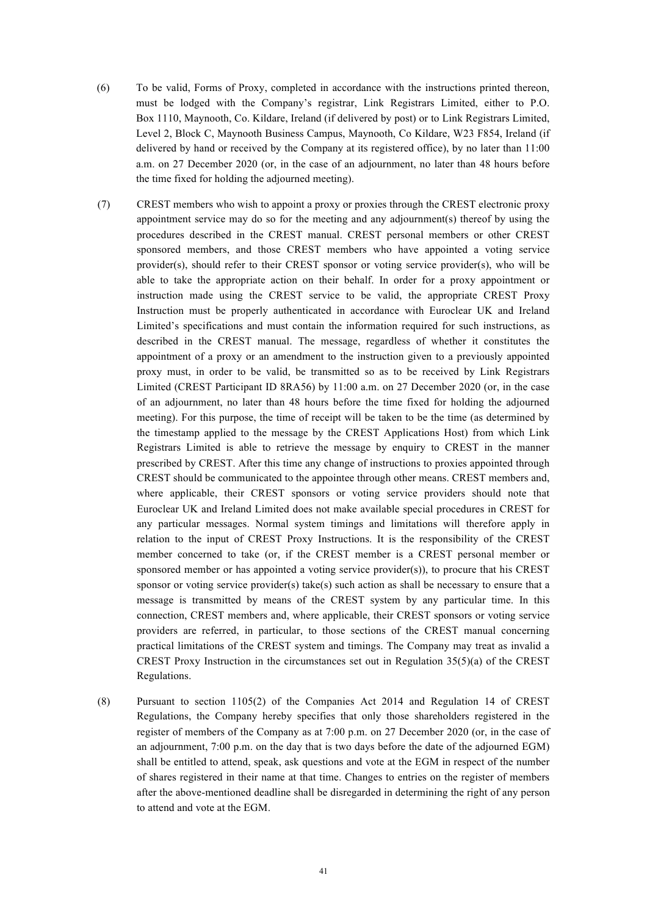(6) To be valid, Forms of Proxy, completed in accordance with the instructions printed thereon, must be lodged with the Company's registrar, Link Registrars Limited, either to P.O. Box 1110, Maynooth, Co. Kildare, Ireland (if delivered by post) or to Link Registrars Limited, Level 2, Block C, Maynooth Business Campus, Maynooth, Co Kildare, W23 F854, Ireland (if delivered by hand or received by the Company at its registered office), by no later than 11:00 a.m. on 27 December 2020 (or, in the case of an adjournment, no later than 48 hours before the time fixed for holding the adjourned meeting).

(7) CREST members who wish to appoint a proxy or proxies through the CREST electronic proxy appointment service may do so for the meeting and any adjournment(s) thereof by using the procedures described in the CREST manual. CREST personal members or other CREST sponsored members, and those CREST members who have appointed a voting service provider(s), should refer to their CREST sponsor or voting service provider(s), who will be able to take the appropriate action on their behalf. In order for a proxy appointment or instruction made using the CREST service to be valid, the appropriate CREST Proxy Instruction must be properly authenticated in accordance with Euroclear UK and Ireland Limited's specifications and must contain the information required for such instructions, as described in the CREST manual. The message, regardless of whether it constitutes the appointment of a proxy or an amendment to the instruction given to a previously appointed proxy must, in order to be valid, be transmitted so as to be received by Link Registrars Limited (CREST Participant ID 8RA56) by 11:00 a.m. on 27 December 2020 (or, in the case of an adjournment, no later than 48 hours before the time fixed for holding the adjourned meeting). For this purpose, the time of receipt will be taken to be the time (as determined by the timestamp applied to the message by the CREST Applications Host) from which Link Registrars Limited is able to retrieve the message by enquiry to CREST in the manner prescribed by CREST. After this time any change of instructions to proxies appointed through CREST should be communicated to the appointee through other means. CREST members and, where applicable, their CREST sponsors or voting service providers should note that Euroclear UK and Ireland Limited does not make available special procedures in CREST for any particular messages. Normal system timings and limitations will therefore apply in relation to the input of CREST Proxy Instructions. It is the responsibility of the CREST member concerned to take (or, if the CREST member is a CREST personal member or sponsored member or has appointed a voting service provider(s)), to procure that his CREST sponsor or voting service provider(s) take(s) such action as shall be necessary to ensure that a message is transmitted by means of the CREST system by any particular time. In this connection, CREST members and, where applicable, their CREST sponsors or voting service providers are referred, in particular, to those sections of the CREST manual concerning practical limitations of the CREST system and timings. The Company may treat as invalid a CREST Proxy Instruction in the circumstances set out in Regulation 35(5)(a) of the CREST Regulations.

(8) Pursuant to section 1105(2) of the Companies Act 2014 and Regulation 14 of CREST Regulations, the Company hereby specifies that only those shareholders registered in the register of members of the Company as at 7:00 p.m. on 27 December 2020 (or, in the case of an adjournment, 7:00 p.m. on the day that is two days before the date of the adjourned EGM) shall be entitled to attend, speak, ask questions and vote at the EGM in respect of the number of shares registered in their name at that time. Changes to entries on the register of members after the above-mentioned deadline shall be disregarded in determining the right of any person to attend and vote at the EGM.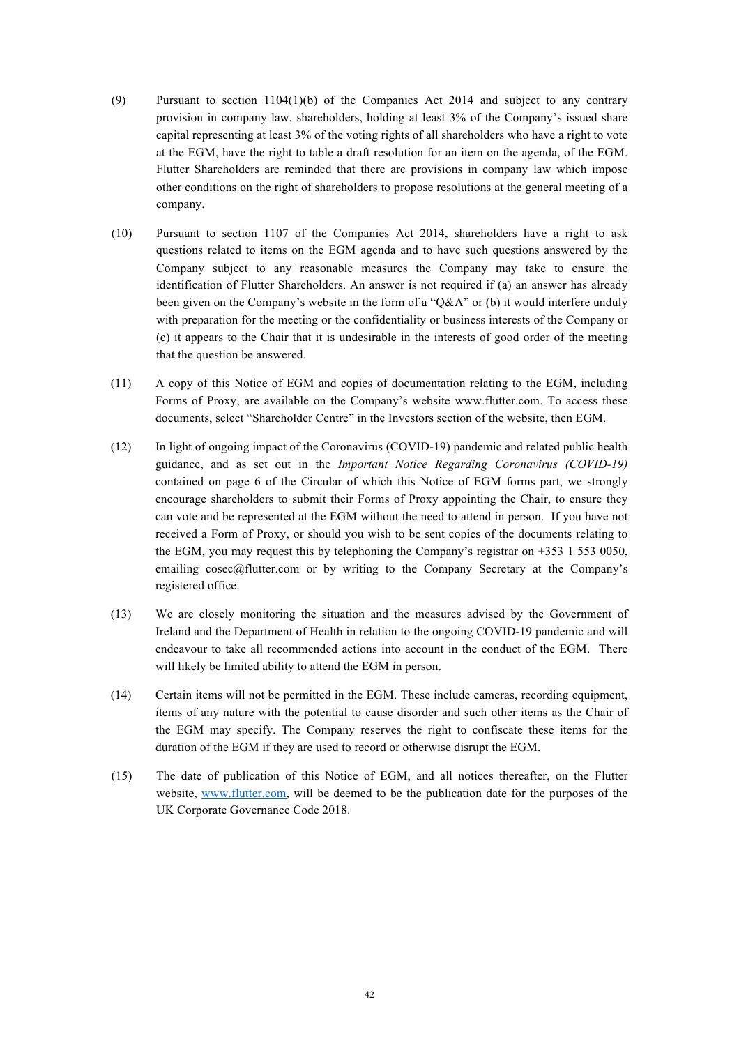(9) Pursuant to section 1104(1)(b) of the Companies Act 2014 and subject to any contrary provision in company law, shareholders, holding at least 3% of the Company's issued share capital representing at least 3% of the voting rights of all shareholders who have a right to vote at the EGM, have the right to table a draft resolution for an item on the agenda, of the EGM. Flutter Shareholders are reminded that there are provisions in company law which impose other conditions on the right of shareholders to propose resolutions at the general meeting of a company.

(10) Pursuant to section 1107 of the Companies Act 2014, shareholders have a right to ask questions related to items on the EGM agenda and to have such questions answered by the Company subject to any reasonable measures the Company may take to ensure the identification of Flutter Shareholders. An answer is not required if (a) an answer has already been given on the Company's website in the form of a "Q&A" or (b) it would interfere unduly with preparation for the meeting or the confidentiality or business interests of the Company or (c) it appears to the Chair that it is undesirable in the interests of good order of the meeting that the question be answered.

(11) A copy of this Notice of EGM and copies of documentation relating to the EGM, including Forms of Proxy, are available on the Company's website www.flutter.com. To access these documents, select "Shareholder Centre" in the Investors section of the website, then EGM.

(12) In light of ongoing impact of the Coronavirus (COVID-19) pandemic and related public health guidance, and as set out in the *Important Notice Regarding Coronavirus (COVID-19)* contained on page 6 of the Circular of which this Notice of EGM forms part, we strongly encourage shareholders to submit their Forms of Proxy appointing the Chair, to ensure they can vote and be represented at the EGM without the need to attend in person. If you have not received a Form of Proxy, or should you wish to be sent copies of the documents relating to the EGM, you may request this by telephoning the Company's registrar on +353 1 553 0050, emailing cosec@flutter.com or by writing to the Company Secretary at the Company's registered office.

(13) We are closely monitoring the situation and the measures advised by the Government of Ireland and the Department of Health in relation to the ongoing COVID-19 pandemic and will endeavour to take all recommended actions into account in the conduct of the EGM. There will likely be limited ability to attend the EGM in person.

(14) Certain items will not be permitted in the EGM. These include cameras, recording equipment, items of any nature with the potential to cause disorder and such other items as the Chair of the EGM may specify. The Company reserves the right to confiscate these items for the duration of the EGM if they are used to record or otherwise disrupt the EGM.

(15) The date of publication of this Notice of EGM, and all notices thereafter, on the Flutter website, www.flutter.com, will be deemed to be the publication date for the purposes of the UK Corporate Governance Code 2018.